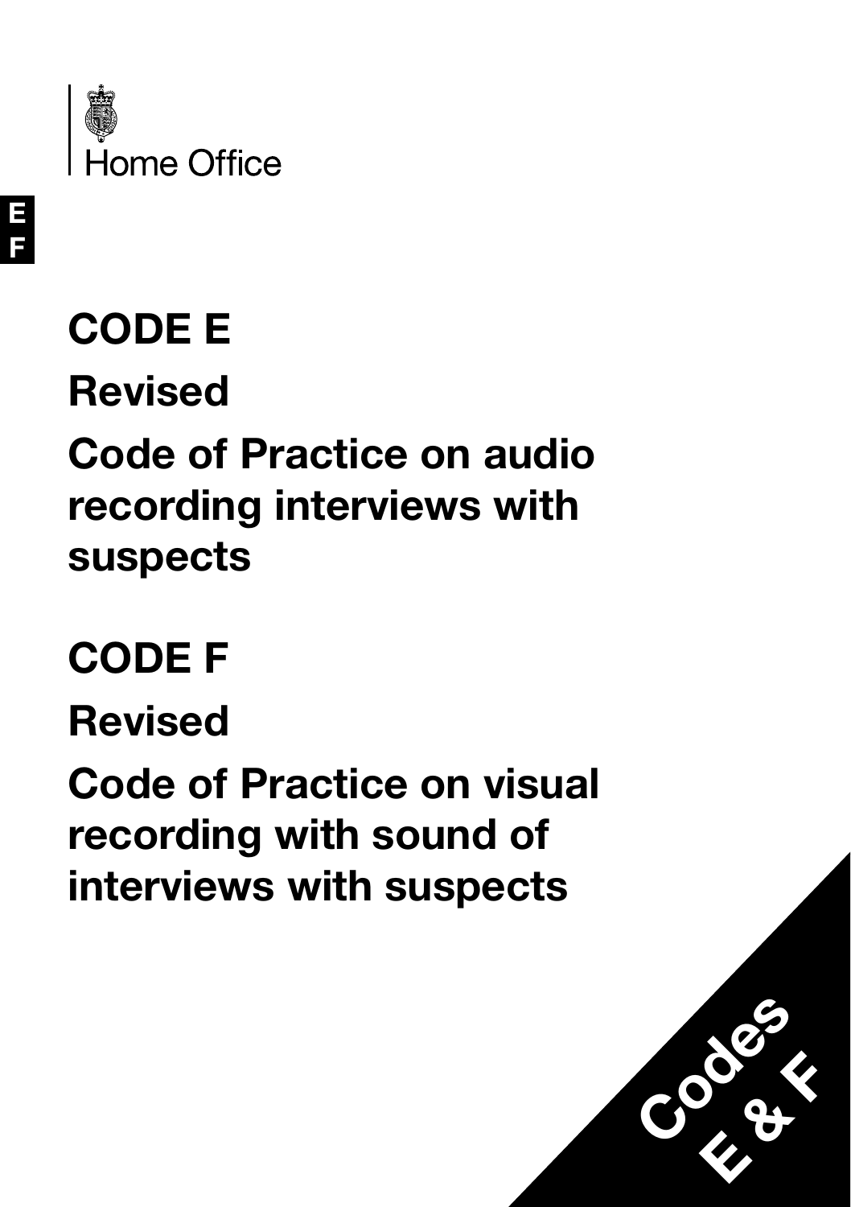Home Office

# CODE E

## Revised

## Code of Practice on audio recording interviews with suspects

# CODE F

## Revised

## Code of Practice on visual recording with sound of interviews with suspects

Codes E & F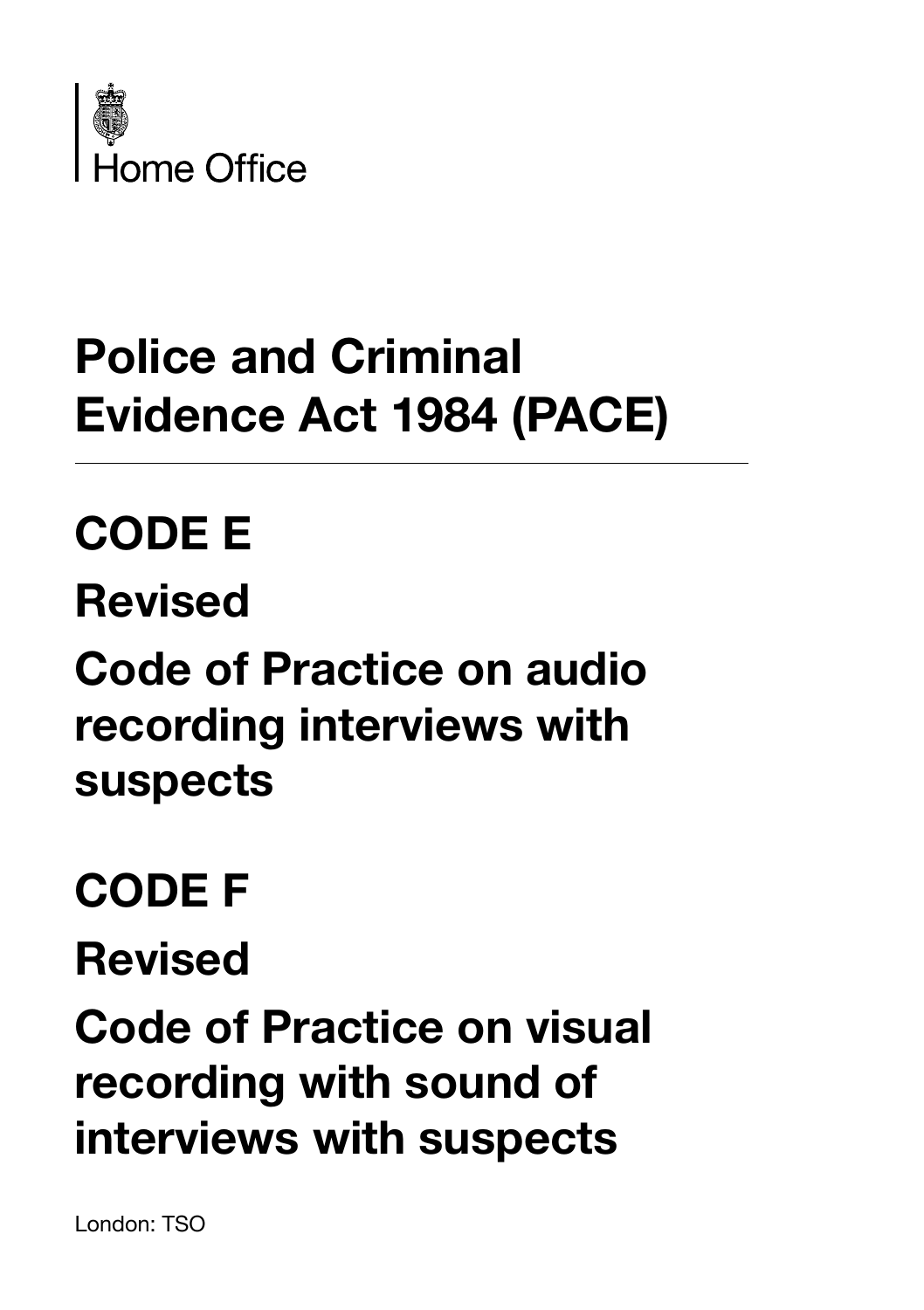Home Office

# Police and Criminal Evidence Act 1984 (PACE)

## CODE E

## Revised

## Code of Practice on audio recording interviews with suspects

## CODE F

## Revised

## Code of Practice on visual recording with sound of interviews with suspects

London: TSO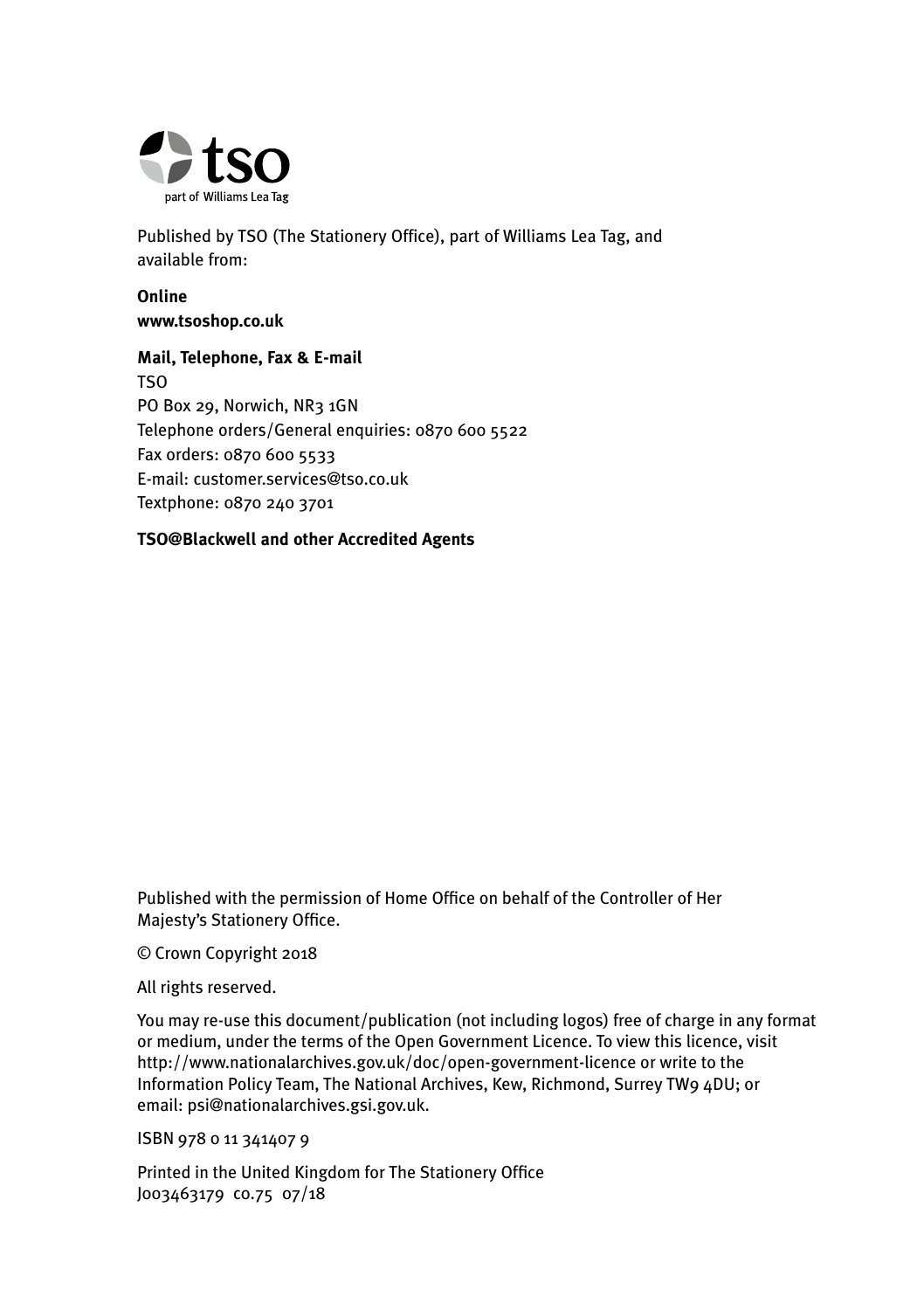tso

part of Williams Lea Tag

Published by TSO (The Stationery Office), part of Williams Lea Tag, and available from:

**Online**
**www.tsoshop.co.uk**

**Mail, Telephone, Fax & E-mail**
TSO
PO Box 29, Norwich, NR3 1GN
Telephone orders/General enquiries: 0870 600 5522
Fax orders: 0870 600 5533
E-mail: customer.services@tso.co.uk
Textphone: 0870 240 3701

**TSO@Blackwell and other Accredited Agents**

Published with the permission of Home Office on behalf of the Controller of Her Majesty's Stationery Office.

© Crown Copyright 2018

All rights reserved.

You may re-use this document/publication (not including logos) free of charge in any format or medium, under the terms of the Open Government Licence. To view this licence, visit http://www.nationalarchives.gov.uk/doc/open-government-licence or write to the Information Policy Team, The National Archives, Kew, Richmond, Surrey TW9 4DU; or email: psi@nationalarchives.gsi.gov.uk.

ISBN 978 0 11 341407 9

Printed in the United Kingdom for The Stationery Office
J003463179 c0.75 07/18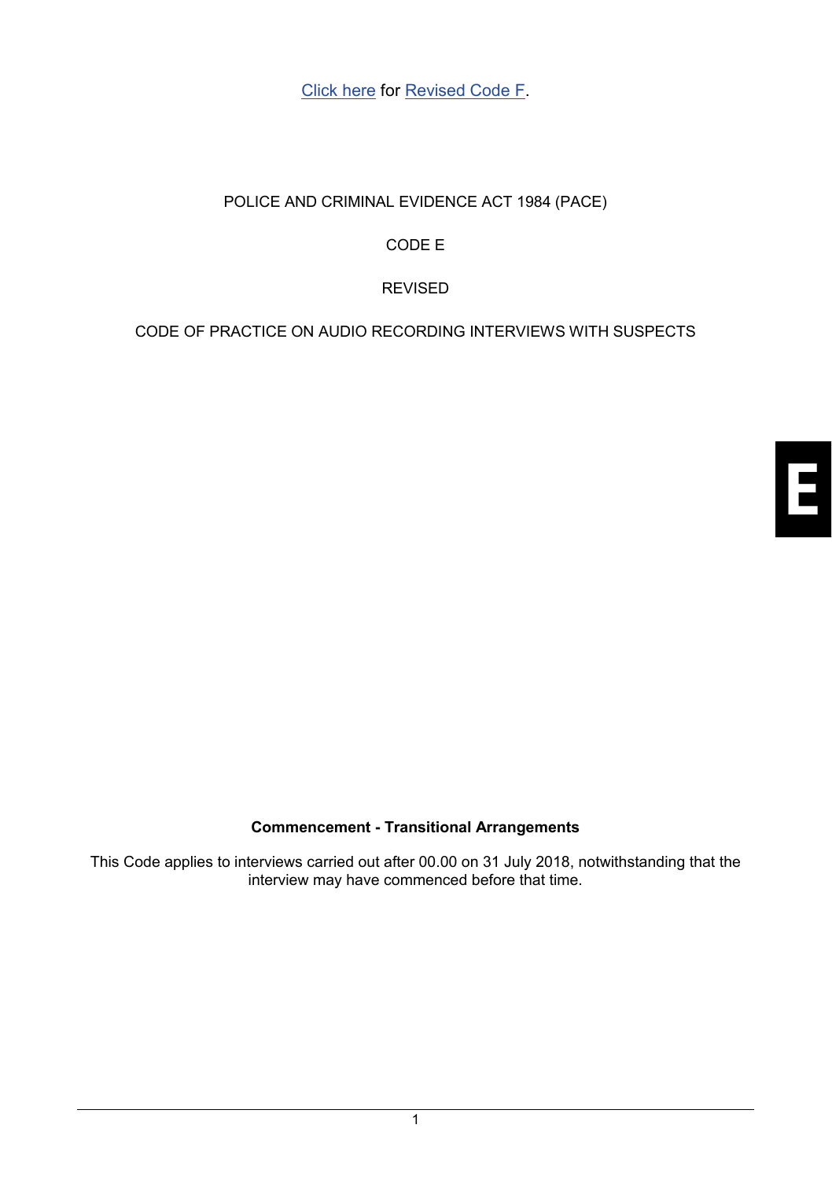Click here for Revised Code F.

POLICE AND CRIMINAL EVIDENCE ACT 1984 (PACE)

CODE E

REVISED

CODE OF PRACTICE ON AUDIO RECORDING INTERVIEWS WITH SUSPECTS

E

**Commencement - Transitional Arrangements**

This Code applies to interviews carried out after 00.00 on 31 July 2018, notwithstanding that the interview may have commenced before that time.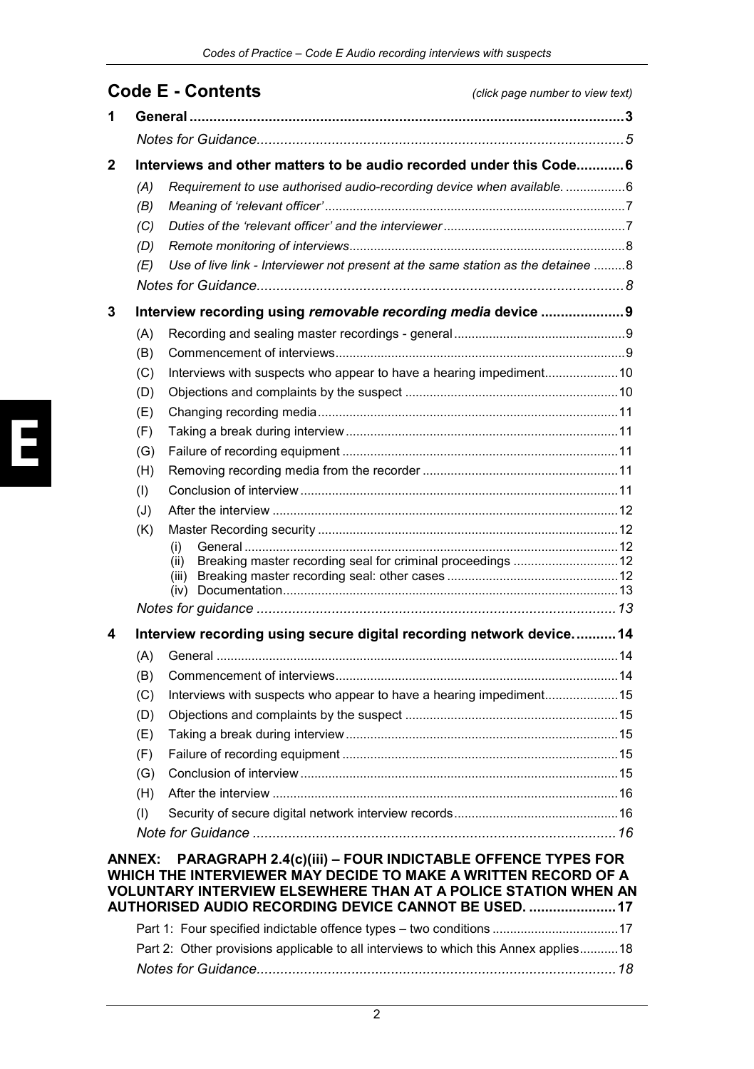## Code E - Contents

*(click page number to view text)*

**1 General** ........ 3

*Notes for Guidance* ........ 5

**2 Interviews and other matters to be audio recorded under this Code** ........ 6

- *(A) Requirement to use authorised audio-recording device when available.* ........ 6
- *(B) Meaning of 'relevant officer'* ........ 7
- *(C) Duties of the 'relevant officer' and the interviewer* ........ 7
- *(D) Remote monitoring of interviews* ........ 8
- *(E) Use of live link - Interviewer not present at the same station as the detainee* ........ 8

*Notes for Guidance* ........ 8

**3 Interview recording using *removable recording media* device** ........ 9

- (A) Recording and sealing master recordings - general ........ 9
- (B) Commencement of interviews ........ 9
- (C) Interviews with suspects who appear to have a hearing impediment ........ 10
- (D) Objections and complaints by the suspect ........ 10
- (E) Changing recording media ........ 11
- (F) Taking a break during interview ........ 11
- (G) Failure of recording equipment ........ 11
- (H) Removing recording media from the recorder ........ 11
- (I) Conclusion of interview ........ 11
- (J) After the interview ........ 12
- (K) Master Recording security ........ 12
  - (i) General ........ 12
  - (ii) Breaking master recording seal for criminal proceedings ........ 12
  - (iii) Breaking master recording seal: other cases ........ 12
  - (iv) Documentation ........ 13

*Notes for guidance* ........ 13

**4 Interview recording using secure digital recording network device.** ........ 14

- (A) General ........ 14
- (B) Commencement of interviews ........ 14
- (C) Interviews with suspects who appear to have a hearing impediment ........ 15
- (D) Objections and complaints by the suspect ........ 15
- (E) Taking a break during interview ........ 15
- (F) Failure of recording equipment ........ 15
- (G) Conclusion of interview ........ 15
- (H) After the interview ........ 16
- (I) Security of secure digital network interview records ........ 16

*Note for Guidance* ........ 16

**ANNEX: PARAGRAPH 2.4(c)(iii) – FOUR INDICTABLE OFFENCE TYPES FOR WHICH THE INTERVIEWER MAY DECIDE TO MAKE A WRITTEN RECORD OF A VOLUNTARY INTERVIEW ELSEWHERE THAN AT A POLICE STATION WHEN AN AUTHORISED AUDIO RECORDING DEVICE CANNOT BE USED.** ........ 17

- Part 1: Four specified indictable offence types – two conditions ........ 17
- Part 2: Other provisions applicable to all interviews to which this Annex applies ........ 18

*Notes for Guidance* ........ 18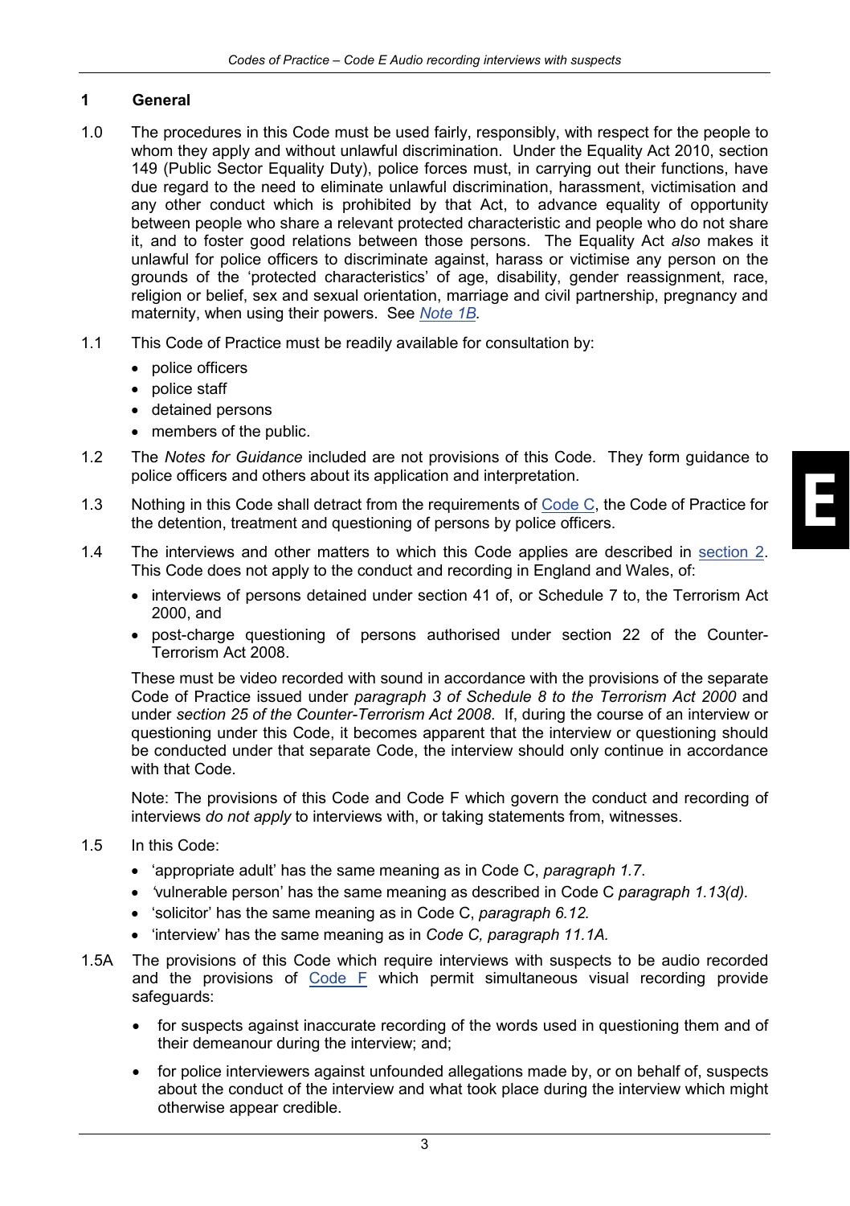## 1 General

1.0 The procedures in this Code must be used fairly, responsibly, with respect for the people to whom they apply and without unlawful discrimination. Under the Equality Act 2010, section 149 (Public Sector Equality Duty), police forces must, in carrying out their functions, have due regard to the need to eliminate unlawful discrimination, harassment, victimisation and any other conduct which is prohibited by that Act, to advance equality of opportunity between people who share a relevant protected characteristic and people who do not share it, and to foster good relations between those persons. The Equality Act *also* makes it unlawful for police officers to discriminate against, harass or victimise any person on the grounds of the 'protected characteristics' of age, disability, gender reassignment, race, religion or belief, sex and sexual orientation, marriage and civil partnership, pregnancy and maternity, when using their powers. See *Note 1B.*

1.1 This Code of Practice must be readily available for consultation by:

- police officers
- police staff
- detained persons
- members of the public.

1.2 The *Notes for Guidance* included are not provisions of this Code. They form guidance to police officers and others about its application and interpretation.

1.3 Nothing in this Code shall detract from the requirements of Code C, the Code of Practice for the detention, treatment and questioning of persons by police officers.

1.4 The interviews and other matters to which this Code applies are described in section 2. This Code does not apply to the conduct and recording in England and Wales, of:

- interviews of persons detained under section 41 of, or Schedule 7 to, the Terrorism Act 2000, and
- post-charge questioning of persons authorised under section 22 of the Counter-Terrorism Act 2008.

These must be video recorded with sound in accordance with the provisions of the separate Code of Practice issued under *paragraph 3 of Schedule 8 to the Terrorism Act 2000* and under *section 25 of the Counter-Terrorism Act 2008*. If, during the course of an interview or questioning under this Code, it becomes apparent that the interview or questioning should be conducted under that separate Code, the interview should only continue in accordance with that Code.

Note: The provisions of this Code and Code F which govern the conduct and recording of interviews *do not apply* to interviews with, or taking statements from, witnesses.

1.5 In this Code:

- 'appropriate adult' has the same meaning as in Code C, *paragraph 1.7*.
- 'vulnerable person' has the same meaning as described in Code C *paragraph 1.13(d).*
- 'solicitor' has the same meaning as in Code C, *paragraph 6.12.*
- 'interview' has the same meaning as in *Code C, paragraph 11.1A.*

1.5A The provisions of this Code which require interviews with suspects to be audio recorded and the provisions of Code F which permit simultaneous visual recording provide safeguards:

- for suspects against inaccurate recording of the words used in questioning them and of their demeanour during the interview; and;
- for police interviewers against unfounded allegations made by, or on behalf of, suspects about the conduct of the interview and what took place during the interview which might otherwise appear credible.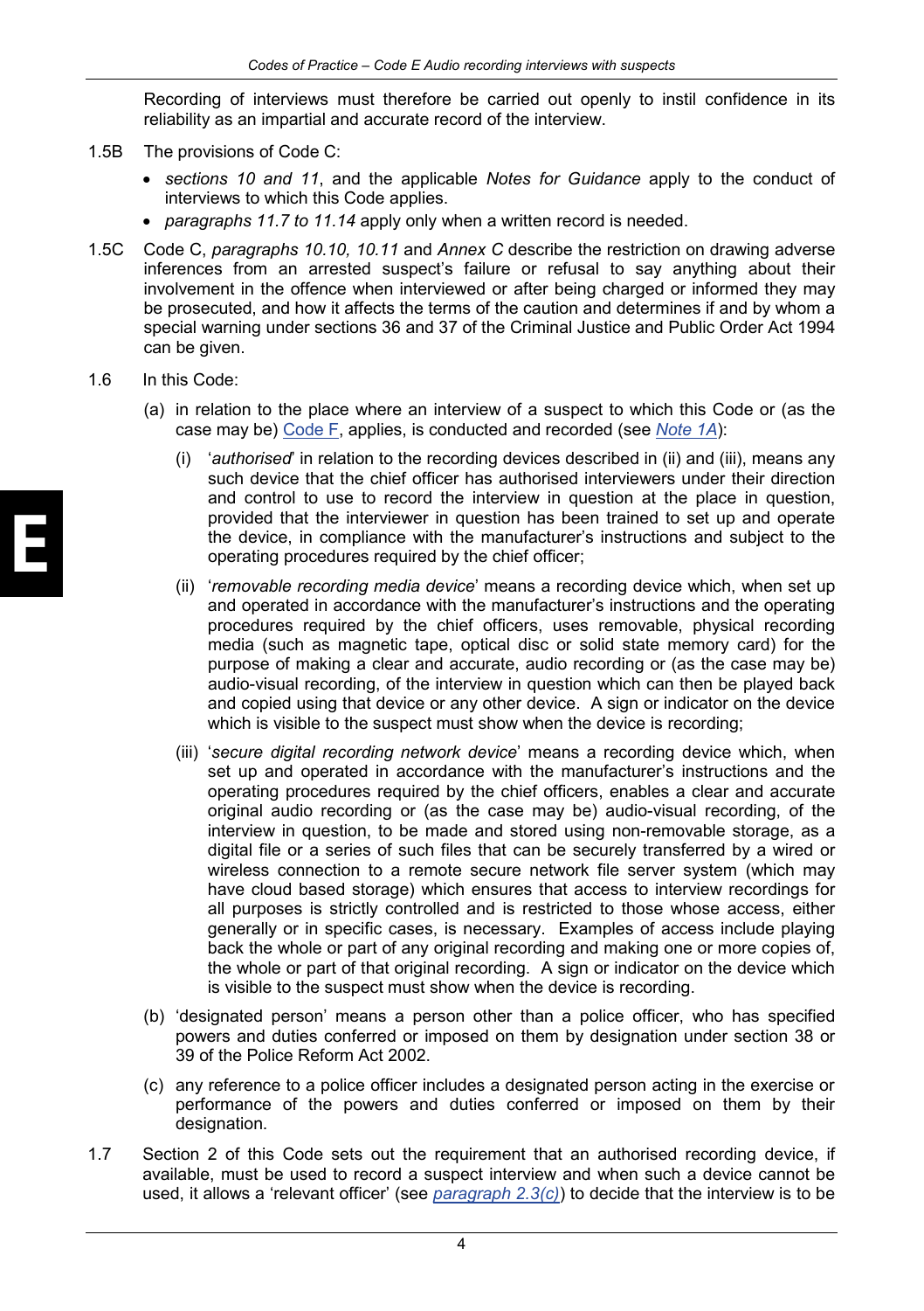Recording of interviews must therefore be carried out openly to instil confidence in its reliability as an impartial and accurate record of the interview.

1.5B The provisions of Code C:

- *sections 10 and 11*, and the applicable *Notes for Guidance* apply to the conduct of interviews to which this Code applies.
- *paragraphs 11.7 to 11.14* apply only when a written record is needed.

1.5C Code C, *paragraphs 10.10, 10.11* and *Annex C* describe the restriction on drawing adverse inferences from an arrested suspect's failure or refusal to say anything about their involvement in the offence when interviewed or after being charged or informed they may be prosecuted, and how it affects the terms of the caution and determines if and by whom a special warning under sections 36 and 37 of the Criminal Justice and Public Order Act 1994 can be given.

1.6 In this Code:

(a) in relation to the place where an interview of a suspect to which this Code or (as the case may be) Code F, applies, is conducted and recorded (see *Note 1A*):

(i) '*authorised*' in relation to the recording devices described in (ii) and (iii), means any such device that the chief officer has authorised interviewers under their direction and control to use to record the interview in question at the place in question, provided that the interviewer in question has been trained to set up and operate the device, in compliance with the manufacturer's instructions and subject to the operating procedures required by the chief officer;

(ii) '*removable recording media device*' means a recording device which, when set up and operated in accordance with the manufacturer's instructions and the operating procedures required by the chief officers, uses removable, physical recording media (such as magnetic tape, optical disc or solid state memory card) for the purpose of making a clear and accurate, audio recording or (as the case may be) audio-visual recording, of the interview in question which can then be played back and copied using that device or any other device. A sign or indicator on the device which is visible to the suspect must show when the device is recording;

(iii) '*secure digital recording network device*' means a recording device which, when set up and operated in accordance with the manufacturer's instructions and the operating procedures required by the chief officers, enables a clear and accurate original audio recording or (as the case may be) audio-visual recording, of the interview in question, to be made and stored using non-removable storage, as a digital file or a series of such files that can be securely transferred by a wired or wireless connection to a remote secure network file server system (which may have cloud based storage) which ensures that access to interview recordings for all purposes is strictly controlled and is restricted to those whose access, either generally or in specific cases, is necessary. Examples of access include playing back the whole or part of any original recording and making one or more copies of, the whole or part of that original recording. A sign or indicator on the device which is visible to the suspect must show when the device is recording.

(b) 'designated person' means a person other than a police officer, who has specified powers and duties conferred or imposed on them by designation under section 38 or 39 of the Police Reform Act 2002.

(c) any reference to a police officer includes a designated person acting in the exercise or performance of the powers and duties conferred or imposed on them by their designation.

1.7 Section 2 of this Code sets out the requirement that an authorised recording device, if available, must be used to record a suspect interview and when such a device cannot be used, it allows a 'relevant officer' (see *paragraph 2.3(c)*) to decide that the interview is to be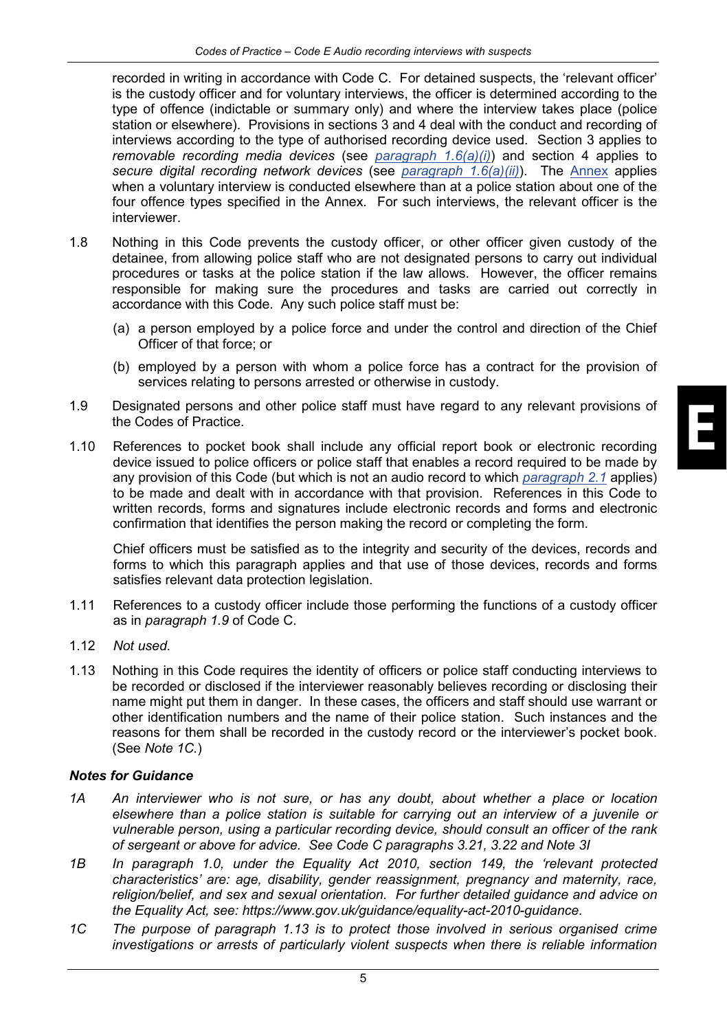recorded in writing in accordance with Code C. For detained suspects, the 'relevant officer' is the custody officer and for voluntary interviews, the officer is determined according to the type of offence (indictable or summary only) and where the interview takes place (police station or elsewhere). Provisions in sections 3 and 4 deal with the conduct and recording of interviews according to the type of authorised recording device used. Section 3 applies to *removable recording media devices* (see *paragraph 1.6(a)(i)*) and section 4 applies to *secure digital recording network devices* (see *paragraph 1.6(a)(ii)*). The Annex applies when a voluntary interview is conducted elsewhere than at a police station about one of the four offence types specified in the Annex. For such interviews, the relevant officer is the interviewer.

1.8 Nothing in this Code prevents the custody officer, or other officer given custody of the detainee, from allowing police staff who are not designated persons to carry out individual procedures or tasks at the police station if the law allows. However, the officer remains responsible for making sure the procedures and tasks are carried out correctly in accordance with this Code. Any such police staff must be:

(a) a person employed by a police force and under the control and direction of the Chief Officer of that force; or

(b) employed by a person with whom a police force has a contract for the provision of services relating to persons arrested or otherwise in custody.

1.9 Designated persons and other police staff must have regard to any relevant provisions of the Codes of Practice.

1.10 References to pocket book shall include any official report book or electronic recording device issued to police officers or police staff that enables a record required to be made by any provision of this Code (but which is not an audio record to which *paragraph 2.1* applies) to be made and dealt with in accordance with that provision. References in this Code to written records, forms and signatures include electronic records and forms and electronic confirmation that identifies the person making the record or completing the form.

Chief officers must be satisfied as to the integrity and security of the devices, records and forms to which this paragraph applies and that use of those devices, records and forms satisfies relevant data protection legislation.

1.11 References to a custody officer include those performing the functions of a custody officer as in *paragraph 1.9* of Code C.

1.12 *Not used*.

1.13 Nothing in this Code requires the identity of officers or police staff conducting interviews to be recorded or disclosed if the interviewer reasonably believes recording or disclosing their name might put them in danger. In these cases, the officers and staff should use warrant or other identification numbers and the name of their police station. Such instances and the reasons for them shall be recorded in the custody record or the interviewer's pocket book. (See *Note 1C.*)

### *Notes for Guidance*

*1A An interviewer who is not sure, or has any doubt, about whether a place or location elsewhere than a police station is suitable for carrying out an interview of a juvenile or vulnerable person, using a particular recording device, should consult an officer of the rank of sergeant or above for advice. See Code C paragraphs 3.21, 3.22 and Note 3I*

*1B In paragraph 1.0, under the Equality Act 2010, section 149, the 'relevant protected characteristics' are: age, disability, gender reassignment, pregnancy and maternity, race, religion/belief, and sex and sexual orientation. For further detailed guidance and advice on the Equality Act, see: https://www.gov.uk/guidance/equality-act-2010-guidance.*

*1C The purpose of paragraph 1.13 is to protect those involved in serious organised crime investigations or arrests of particularly violent suspects when there is reliable information*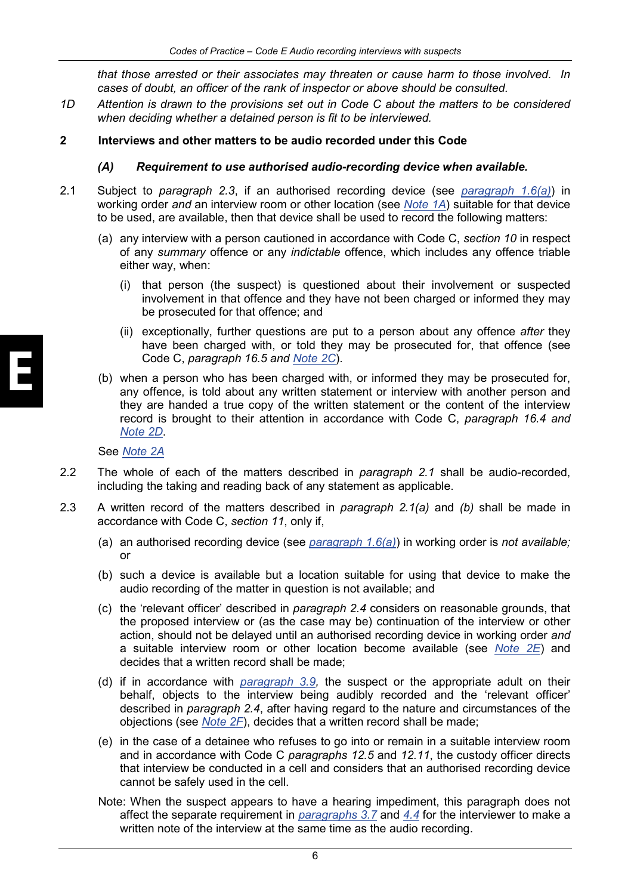*that those arrested or their associates may threaten or cause harm to those involved. In cases of doubt, an officer of the rank of inspector or above should be consulted.*

*1D Attention is drawn to the provisions set out in Code C about the matters to be considered when deciding whether a detained person is fit to be interviewed.*

## 2 Interviews and other matters to be audio recorded under this Code

### *(A) Requirement to use authorised audio-recording device when available.*

2.1 Subject to *paragraph 2.3*, if an authorised recording device (see *paragraph 1.6(a)*) in working order *and* an interview room or other location (see *Note 1A*) suitable for that device to be used, are available, then that device shall be used to record the following matters:

(a) any interview with a person cautioned in accordance with Code C, *section 10* in respect of any *summary* offence or any *indictable* offence, which includes any offence triable either way, when:

(i) that person (the suspect) is questioned about their involvement or suspected involvement in that offence and they have not been charged or informed they may be prosecuted for that offence; and

(ii) exceptionally, further questions are put to a person about any offence *after* they have been charged with, or told they may be prosecuted for, that offence (see Code C, *paragraph 16.5 and Note 2C*).

(b) when a person who has been charged with, or informed they may be prosecuted for, any offence, is told about any written statement or interview with another person and they are handed a true copy of the written statement or the content of the interview record is brought to their attention in accordance with Code C, *paragraph 16.4 and Note 2D*.

See *Note 2A*

2.2 The whole of each of the matters described in *paragraph 2.1* shall be audio-recorded, including the taking and reading back of any statement as applicable.

2.3 A written record of the matters described in *paragraph 2.1(a)* and *(b)* shall be made in accordance with Code C, *section 11*, only if,

(a) an authorised recording device (see *paragraph 1.6(a)*) in working order is *not available;* or

(b) such a device is available but a location suitable for using that device to make the audio recording of the matter in question is not available; and

(c) the 'relevant officer' described in *paragraph 2.4* considers on reasonable grounds, that the proposed interview or (as the case may be) continuation of the interview or other action, should not be delayed until an authorised recording device in working order *and* a suitable interview room or other location become available (see *Note 2E*) and decides that a written record shall be made;

(d) if in accordance with *paragraph 3.9,* the suspect or the appropriate adult on their behalf, objects to the interview being audibly recorded and the 'relevant officer' described in *paragraph 2.4*, after having regard to the nature and circumstances of the objections (see *Note 2F*), decides that a written record shall be made;

(e) in the case of a detainee who refuses to go into or remain in a suitable interview room and in accordance with Code C *paragraphs 12.5* and *12.11*, the custody officer directs that interview be conducted in a cell and considers that an authorised recording device cannot be safely used in the cell.

Note: When the suspect appears to have a hearing impediment, this paragraph does not affect the separate requirement in *paragraphs 3.7* and *4.4* for the interviewer to make a written note of the interview at the same time as the audio recording.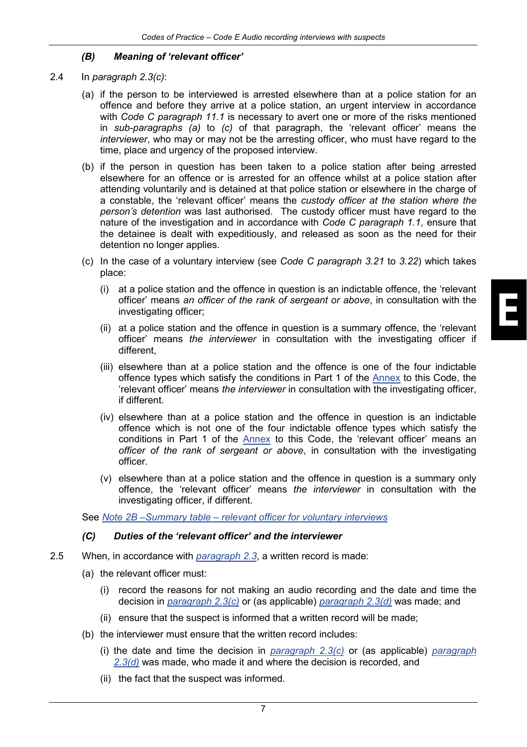### *(B) Meaning of 'relevant officer'*

2.4 In *paragraph 2.3(c)*:

(a) if the person to be interviewed is arrested elsewhere than at a police station for an offence and before they arrive at a police station, an urgent interview in accordance with *Code C paragraph 11.1* is necessary to avert one or more of the risks mentioned in *sub-paragraphs (a)* to *(c)* of that paragraph, the 'relevant officer' means the *interviewer*, who may or may not be the arresting officer, who must have regard to the time, place and urgency of the proposed interview.

(b) if the person in question has been taken to a police station after being arrested elsewhere for an offence or is arrested for an offence whilst at a police station after attending voluntarily and is detained at that police station or elsewhere in the charge of a constable, the 'relevant officer' means the *custody officer at the station where the person's detention* was last authorised. The custody officer must have regard to the nature of the investigation and in accordance with *Code C paragraph 1.1*, ensure that the detainee is dealt with expeditiously, and released as soon as the need for their detention no longer applies.

(c) In the case of a voluntary interview (see *Code C paragraph 3.21* to *3.22*) which takes place:

(i) at a police station and the offence in question is an indictable offence, the 'relevant officer' means *an officer of the rank of sergeant or above*, in consultation with the investigating officer;

(ii) at a police station and the offence in question is a summary offence, the 'relevant officer' means *the interviewer* in consultation with the investigating officer if different,

(iii) elsewhere than at a police station and the offence is one of the four indictable offence types which satisfy the conditions in Part 1 of the Annex to this Code, the 'relevant officer' means *the interviewer* in consultation with the investigating officer, if different.

(iv) elsewhere than at a police station and the offence in question is an indictable offence which is not one of the four indictable offence types which satisfy the conditions in Part 1 of the Annex to this Code, the 'relevant officer' means an *officer of the rank of sergeant or above*, in consultation with the investigating officer.

(v) elsewhere than at a police station and the offence in question is a summary only offence, the 'relevant officer' means *the interviewer* in consultation with the investigating officer, if different.

See *Note 2B –Summary table – relevant officer for voluntary interviews*

### *(C) Duties of the 'relevant officer' and the interviewer*

2.5 When, in accordance with *paragraph 2.3*, a written record is made:

(a) the relevant officer must:

(i) record the reasons for not making an audio recording and the date and time the decision in *paragraph 2.3(c)* or (as applicable) *paragraph 2.3(d)* was made; and

(ii) ensure that the suspect is informed that a written record will be made;

(b) the interviewer must ensure that the written record includes:

(i) the date and time the decision in *paragraph 2.3(c)* or (as applicable) *paragraph 2.3(d)* was made, who made it and where the decision is recorded, and

(ii) the fact that the suspect was informed.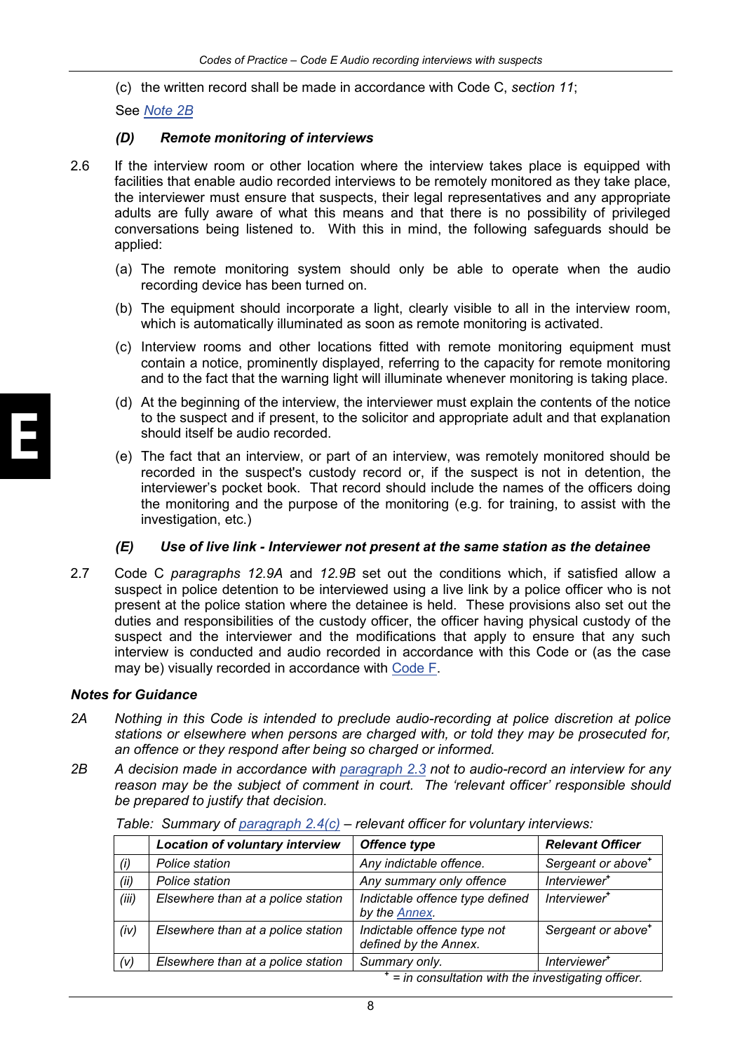(c) the written record shall be made in accordance with Code C, *section 11*;

See *Note 2B*

### *(D) Remote monitoring of interviews*

2.6 If the interview room or other location where the interview takes place is equipped with facilities that enable audio recorded interviews to be remotely monitored as they take place, the interviewer must ensure that suspects, their legal representatives and any appropriate adults are fully aware of what this means and that there is no possibility of privileged conversations being listened to. With this in mind, the following safeguards should be applied:

(a) The remote monitoring system should only be able to operate when the audio recording device has been turned on.

(b) The equipment should incorporate a light, clearly visible to all in the interview room, which is automatically illuminated as soon as remote monitoring is activated.

(c) Interview rooms and other locations fitted with remote monitoring equipment must contain a notice, prominently displayed, referring to the capacity for remote monitoring and to the fact that the warning light will illuminate whenever monitoring is taking place.

(d) At the beginning of the interview, the interviewer must explain the contents of the notice to the suspect and if present, to the solicitor and appropriate adult and that explanation should itself be audio recorded.

(e) The fact that an interview, or part of an interview, was remotely monitored should be recorded in the suspect's custody record or, if the suspect is not in detention, the interviewer's pocket book. That record should include the names of the officers doing the monitoring and the purpose of the monitoring (e.g. for training, to assist with the investigation, etc.)

### *(E) Use of live link - Interviewer not present at the same station as the detainee*

2.7 Code C *paragraphs 12.9A* and *12.9B* set out the conditions which, if satisfied allow a suspect in police detention to be interviewed using a live link by a police officer who is not present at the police station where the detainee is held. These provisions also set out the duties and responsibilities of the custody officer, the officer having physical custody of the suspect and the interviewer and the modifications that apply to ensure that any such interview is conducted and audio recorded in accordance with this Code or (as the case may be) visually recorded in accordance with Code F.

### *Notes for Guidance*

*2A Nothing in this Code is intended to preclude audio-recording at police discretion at police stations or elsewhere when persons are charged with, or told they may be prosecuted for, an offence or they respond after being so charged or informed.*

*2B A decision made in accordance with paragraph 2.3 not to audio-record an interview for any reason may be the subject of comment in court. The 'relevant officer' responsible should be prepared to justify that decision.*

*Table: Summary of paragraph 2.4(c) – relevant officer for voluntary interviews:*

| | *Location of voluntary interview* | *Offence type* | *Relevant Officer* |
|---|---|---|---|
| *(i)* | *Police station* | *Any indictable offence.* | *Sergeant or above*[+] |
| *(ii)* | *Police station* | *Any summary only offence* | *Interviewer*[+] |
| *(iii)* | *Elsewhere than at a police station* | *Indictable offence type defined by the Annex.* | *Interviewer*[+] |
| *(iv)* | *Elsewhere than at a police station* | *Indictable offence type not defined by the Annex.* | *Sergeant or above*[+] |
| *(v)* | *Elsewhere than at a police station* | *Summary only.* | *Interviewer*[+] |

*[+] = in consultation with the investigating officer.*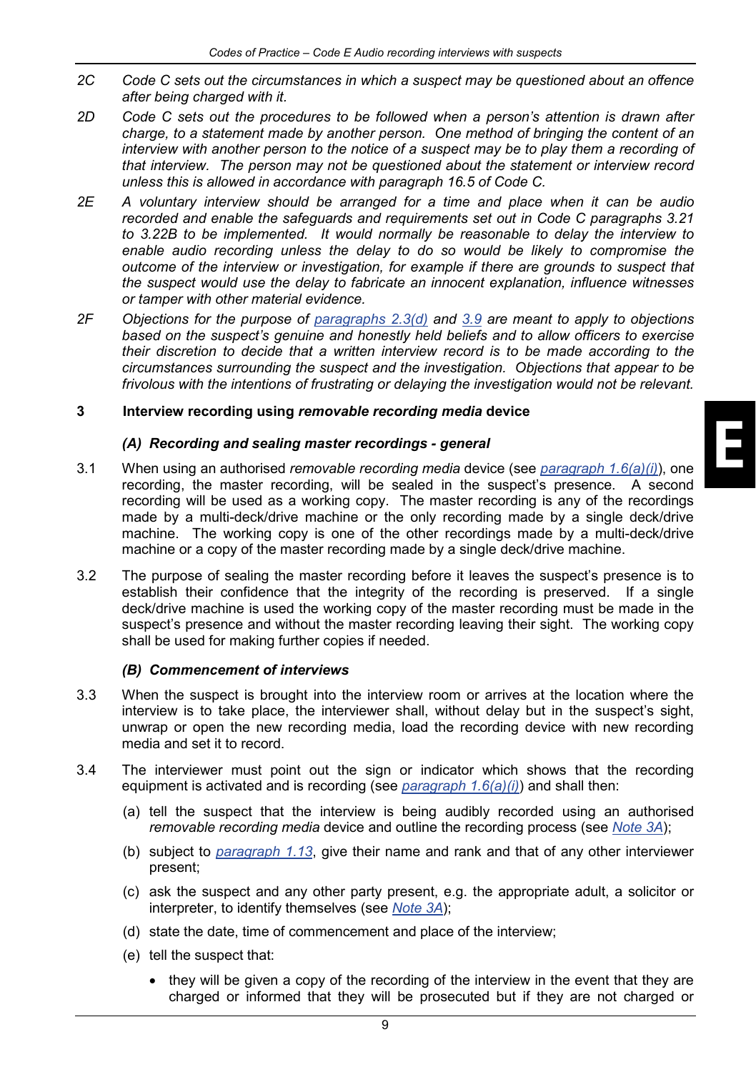*2C Code C sets out the circumstances in which a suspect may be questioned about an offence after being charged with it.*

*2D Code C sets out the procedures to be followed when a person's attention is drawn after charge, to a statement made by another person. One method of bringing the content of an interview with another person to the notice of a suspect may be to play them a recording of that interview. The person may not be questioned about the statement or interview record unless this is allowed in accordance with paragraph 16.5 of Code C.*

*2E A voluntary interview should be arranged for a time and place when it can be audio recorded and enable the safeguards and requirements set out in Code C paragraphs 3.21 to 3.22B to be implemented. It would normally be reasonable to delay the interview to enable audio recording unless the delay to do so would be likely to compromise the outcome of the interview or investigation, for example if there are grounds to suspect that the suspect would use the delay to fabricate an innocent explanation, influence witnesses or tamper with other material evidence.*

*2F Objections for the purpose of paragraphs 2.3(d) and 3.9 are meant to apply to objections based on the suspect's genuine and honestly held beliefs and to allow officers to exercise their discretion to decide that a written interview record is to be made according to the circumstances surrounding the suspect and the investigation. Objections that appear to be frivolous with the intentions of frustrating or delaying the investigation would not be relevant.*

## 3 Interview recording using *removable recording media* device

### *(A) Recording and sealing master recordings - general*

3.1 When using an authorised *removable recording media* device (see paragraph 1.6(a)(i)), one recording, the master recording, will be sealed in the suspect's presence. A second recording will be used as a working copy. The master recording is any of the recordings made by a multi-deck/drive machine or the only recording made by a single deck/drive machine. The working copy is one of the other recordings made by a multi-deck/drive machine or a copy of the master recording made by a single deck/drive machine.

3.2 The purpose of sealing the master recording before it leaves the suspect's presence is to establish their confidence that the integrity of the recording is preserved. If a single deck/drive machine is used the working copy of the master recording must be made in the suspect's presence and without the master recording leaving their sight. The working copy shall be used for making further copies if needed.

### *(B) Commencement of interviews*

3.3 When the suspect is brought into the interview room or arrives at the location where the interview is to take place, the interviewer shall, without delay but in the suspect's sight, unwrap or open the new recording media, load the recording device with new recording media and set it to record.

3.4 The interviewer must point out the sign or indicator which shows that the recording equipment is activated and is recording (see paragraph 1.6(a)(i)) and shall then:

(a) tell the suspect that the interview is being audibly recorded using an authorised *removable recording media* device and outline the recording process (see Note 3A);

(b) subject to paragraph 1.13, give their name and rank and that of any other interviewer present;

(c) ask the suspect and any other party present, e.g. the appropriate adult, a solicitor or interpreter, to identify themselves (see Note 3A);

(d) state the date, time of commencement and place of the interview;

(e) tell the suspect that:

- they will be given a copy of the recording of the interview in the event that they are charged or informed that they will be prosecuted but if they are not charged or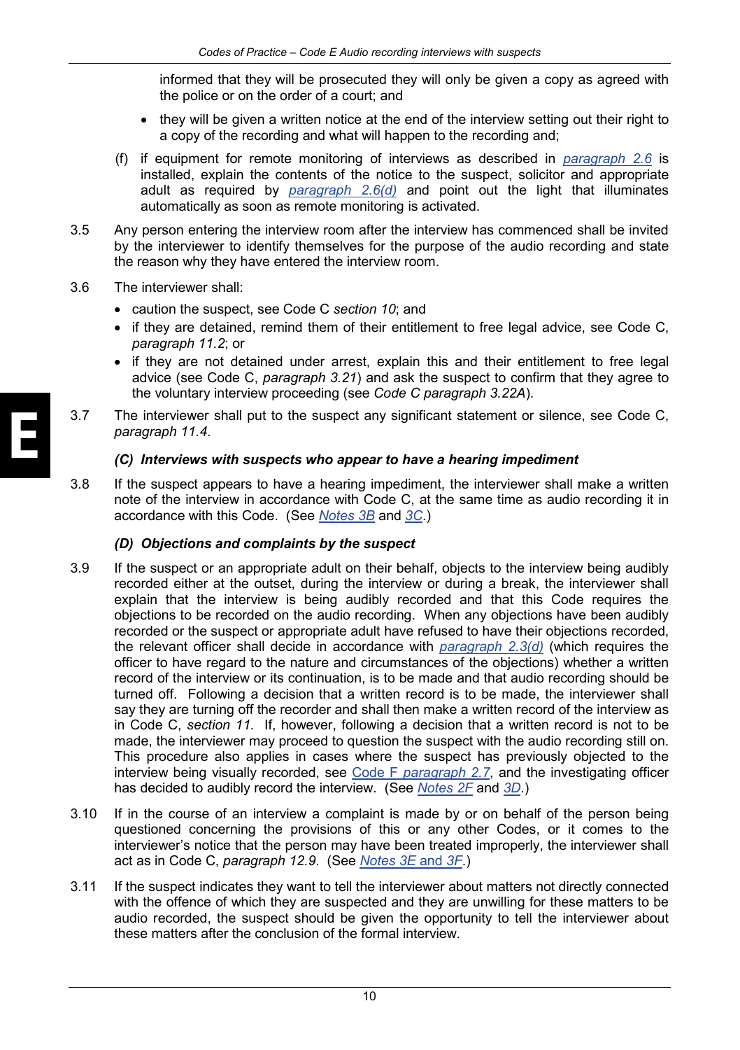informed that they will be prosecuted they will only be given a copy as agreed with the police or on the order of a court; and

- they will be given a written notice at the end of the interview setting out their right to a copy of the recording and what will happen to the recording and;

(f) if equipment for remote monitoring of interviews as described in paragraph 2.6 is installed, explain the contents of the notice to the suspect, solicitor and appropriate adult as required by paragraph 2.6(d) and point out the light that illuminates automatically as soon as remote monitoring is activated.

3.5 Any person entering the interview room after the interview has commenced shall be invited by the interviewer to identify themselves for the purpose of the audio recording and state the reason why they have entered the interview room.

3.6 The interviewer shall:

- caution the suspect, see Code C *section 10*; and
- if they are detained, remind them of their entitlement to free legal advice, see Code C, *paragraph 11.2*; or
- if they are not detained under arrest, explain this and their entitlement to free legal advice (see Code C, *paragraph 3.21*) and ask the suspect to confirm that they agree to the voluntary interview proceeding (see *Code C paragraph 3.22A*).

3.7 The interviewer shall put to the suspect any significant statement or silence, see Code C, *paragraph 11.4*.

### *(C) Interviews with suspects who appear to have a hearing impediment*

3.8 If the suspect appears to have a hearing impediment, the interviewer shall make a written note of the interview in accordance with Code C, at the same time as audio recording it in accordance with this Code. (See Notes 3B and 3C.)

### *(D) Objections and complaints by the suspect*

3.9 If the suspect or an appropriate adult on their behalf, objects to the interview being audibly recorded either at the outset, during the interview or during a break, the interviewer shall explain that the interview is being audibly recorded and that this Code requires the objections to be recorded on the audio recording. When any objections have been audibly recorded or the suspect or appropriate adult have refused to have their objections recorded, the relevant officer shall decide in accordance with paragraph 2.3(d) (which requires the officer to have regard to the nature and circumstances of the objections) whether a written record of the interview or its continuation, is to be made and that audio recording should be turned off. Following a decision that a written record is to be made, the interviewer shall say they are turning off the recorder and shall then make a written record of the interview as in Code C, *section 11*. If, however, following a decision that a written record is not to be made, the interviewer may proceed to question the suspect with the audio recording still on. This procedure also applies in cases where the suspect has previously objected to the interview being visually recorded, see Code F *paragraph 2.7*, and the investigating officer has decided to audibly record the interview. (See Notes 2F and 3D.)

3.10 If in the course of an interview a complaint is made by or on behalf of the person being questioned concerning the provisions of this or any other Codes, or it comes to the interviewer's notice that the person may have been treated improperly, the interviewer shall act as in Code C, *paragraph 12.9*. (See Notes 3E and 3F.)

3.11 If the suspect indicates they want to tell the interviewer about matters not directly connected with the offence of which they are suspected and they are unwilling for these matters to be audio recorded, the suspect should be given the opportunity to tell the interviewer about these matters after the conclusion of the formal interview.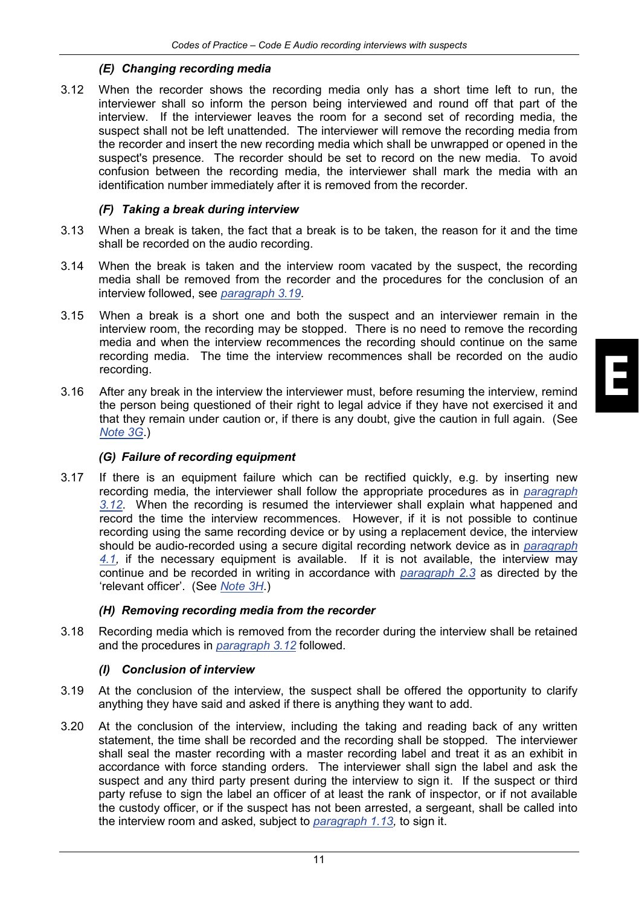### *(E) Changing recording media*

3.12 When the recorder shows the recording media only has a short time left to run, the interviewer shall so inform the person being interviewed and round off that part of the interview. If the interviewer leaves the room for a second set of recording media, the suspect shall not be left unattended. The interviewer will remove the recording media from the recorder and insert the new recording media which shall be unwrapped or opened in the suspect's presence. The recorder should be set to record on the new media. To avoid confusion between the recording media, the interviewer shall mark the media with an identification number immediately after it is removed from the recorder.

### *(F) Taking a break during interview*

3.13 When a break is taken, the fact that a break is to be taken, the reason for it and the time shall be recorded on the audio recording.

3.14 When the break is taken and the interview room vacated by the suspect, the recording media shall be removed from the recorder and the procedures for the conclusion of an interview followed, see *paragraph 3.19*.

3.15 When a break is a short one and both the suspect and an interviewer remain in the interview room, the recording may be stopped. There is no need to remove the recording media and when the interview recommences the recording should continue on the same recording media. The time the interview recommences shall be recorded on the audio recording.

3.16 After any break in the interview the interviewer must, before resuming the interview, remind the person being questioned of their right to legal advice if they have not exercised it and that they remain under caution or, if there is any doubt, give the caution in full again. (See *Note 3G*.)

### *(G) Failure of recording equipment*

3.17 If there is an equipment failure which can be rectified quickly, e.g. by inserting new recording media, the interviewer shall follow the appropriate procedures as in *paragraph 3.12*. When the recording is resumed the interviewer shall explain what happened and record the time the interview recommences. However, if it is not possible to continue recording using the same recording device or by using a replacement device, the interview should be audio-recorded using a secure digital recording network device as in *paragraph 4.1,* if the necessary equipment is available. If it is not available, the interview may continue and be recorded in writing in accordance with *paragraph 2.3* as directed by the 'relevant officer'. (See *Note 3H*.)

### *(H) Removing recording media from the recorder*

3.18 Recording media which is removed from the recorder during the interview shall be retained and the procedures in *paragraph 3.12* followed.

### *(I) Conclusion of interview*

3.19 At the conclusion of the interview, the suspect shall be offered the opportunity to clarify anything they have said and asked if there is anything they want to add.

3.20 At the conclusion of the interview, including the taking and reading back of any written statement, the time shall be recorded and the recording shall be stopped. The interviewer shall seal the master recording with a master recording label and treat it as an exhibit in accordance with force standing orders. The interviewer shall sign the label and ask the suspect and any third party present during the interview to sign it. If the suspect or third party refuse to sign the label an officer of at least the rank of inspector, or if not available the custody officer, or if the suspect has not been arrested, a sergeant, shall be called into the interview room and asked, subject to *paragraph 1.13,* to sign it.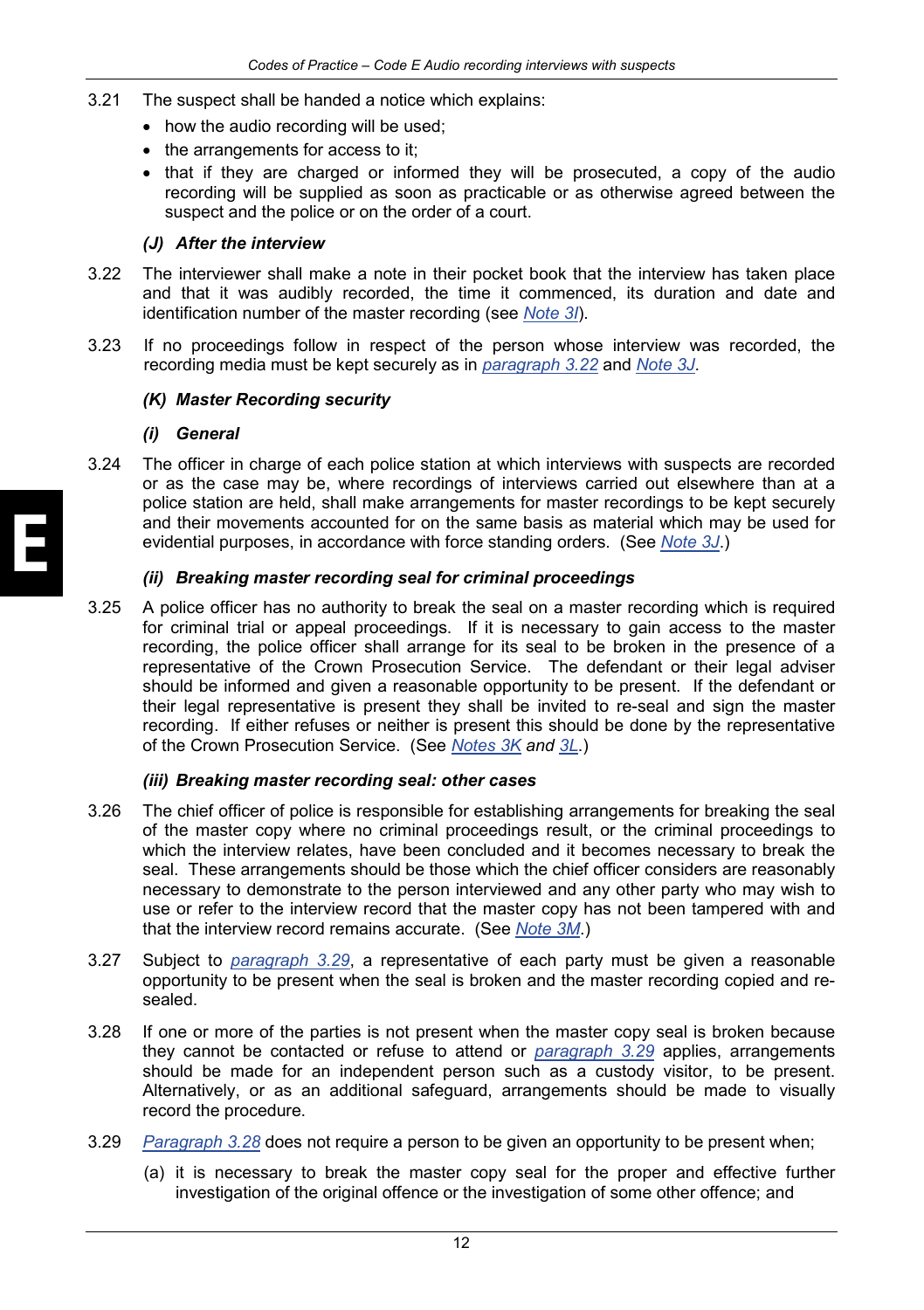3.21 The suspect shall be handed a notice which explains:

- how the audio recording will be used;
- the arrangements for access to it;
- that if they are charged or informed they will be prosecuted, a copy of the audio recording will be supplied as soon as practicable or as otherwise agreed between the suspect and the police or on the order of a court.

### *(J) After the interview*

3.22 The interviewer shall make a note in their pocket book that the interview has taken place and that it was audibly recorded, the time it commenced, its duration and date and identification number of the master recording (see *Note 3I*).

3.23 If no proceedings follow in respect of the person whose interview was recorded, the recording media must be kept securely as in *paragraph 3.22* and *Note 3J*.

### *(K) Master Recording security*

#### *(i) General*

3.24 The officer in charge of each police station at which interviews with suspects are recorded or as the case may be, where recordings of interviews carried out elsewhere than at a police station are held, shall make arrangements for master recordings to be kept securely and their movements accounted for on the same basis as material which may be used for evidential purposes, in accordance with force standing orders. (See *Note 3J*.)

#### *(ii) Breaking master recording seal for criminal proceedings*

3.25 A police officer has no authority to break the seal on a master recording which is required for criminal trial or appeal proceedings. If it is necessary to gain access to the master recording, the police officer shall arrange for its seal to be broken in the presence of a representative of the Crown Prosecution Service. The defendant or their legal adviser should be informed and given a reasonable opportunity to be present. If the defendant or their legal representative is present they shall be invited to re-seal and sign the master recording. If either refuses or neither is present this should be done by the representative of the Crown Prosecution Service. (See *Notes 3K and 3L*.)

#### *(iii) Breaking master recording seal: other cases*

3.26 The chief officer of police is responsible for establishing arrangements for breaking the seal of the master copy where no criminal proceedings result, or the criminal proceedings to which the interview relates, have been concluded and it becomes necessary to break the seal. These arrangements should be those which the chief officer considers are reasonably necessary to demonstrate to the person interviewed and any other party who may wish to use or refer to the interview record that the master copy has not been tampered with and that the interview record remains accurate. (See *Note 3M*.)

3.27 Subject to *paragraph 3.29*, a representative of each party must be given a reasonable opportunity to be present when the seal is broken and the master recording copied and re-sealed.

3.28 If one or more of the parties is not present when the master copy seal is broken because they cannot be contacted or refuse to attend or *paragraph 3.29* applies, arrangements should be made for an independent person such as a custody visitor, to be present. Alternatively, or as an additional safeguard, arrangements should be made to visually record the procedure.

3.29 *Paragraph 3.28* does not require a person to be given an opportunity to be present when;

(a) it is necessary to break the master copy seal for the proper and effective further investigation of the original offence or the investigation of some other offence; and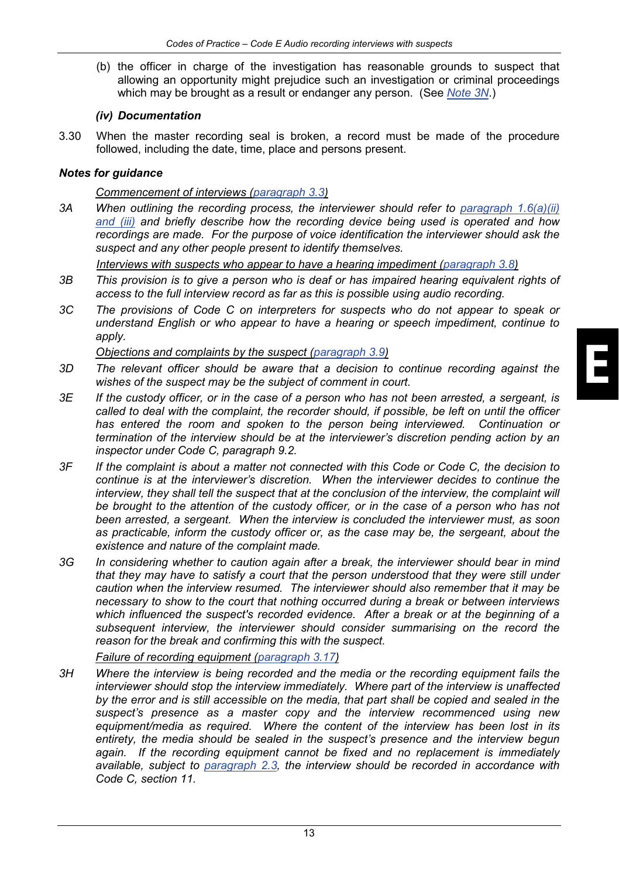(b) the officer in charge of the investigation has reasonable grounds to suspect that allowing an opportunity might prejudice such an investigation or criminal proceedings which may be brought as a result or endanger any person. (See *Note 3N*.)

***(iv) Documentation***

3.30 When the master recording seal is broken, a record must be made of the procedure followed, including the date, time, place and persons present.

### *Notes for guidance*

*Commencement of interviews (paragraph 3.3)*

*3A When outlining the recording process, the interviewer should refer to paragraph 1.6(a)(ii) and (iii) and briefly describe how the recording device being used is operated and how recordings are made. For the purpose of voice identification the interviewer should ask the suspect and any other people present to identify themselves.*

*Interviews with suspects who appear to have a hearing impediment (paragraph 3.8)*

*3B This provision is to give a person who is deaf or has impaired hearing equivalent rights of access to the full interview record as far as this is possible using audio recording.*

*3C The provisions of Code C on interpreters for suspects who do not appear to speak or understand English or who appear to have a hearing or speech impediment, continue to apply.*

*Objections and complaints by the suspect (paragraph 3.9)*

*3D The relevant officer should be aware that a decision to continue recording against the wishes of the suspect may be the subject of comment in court.*

*3E If the custody officer, or in the case of a person who has not been arrested, a sergeant, is called to deal with the complaint, the recorder should, if possible, be left on until the officer has entered the room and spoken to the person being interviewed. Continuation or termination of the interview should be at the interviewer's discretion pending action by an inspector under Code C, paragraph 9.2.*

*3F If the complaint is about a matter not connected with this Code or Code C, the decision to continue is at the interviewer's discretion. When the interviewer decides to continue the interview, they shall tell the suspect that at the conclusion of the interview, the complaint will be brought to the attention of the custody officer, or in the case of a person who has not been arrested, a sergeant. When the interview is concluded the interviewer must, as soon as practicable, inform the custody officer or, as the case may be, the sergeant, about the existence and nature of the complaint made.*

*3G In considering whether to caution again after a break, the interviewer should bear in mind that they may have to satisfy a court that the person understood that they were still under caution when the interview resumed. The interviewer should also remember that it may be necessary to show to the court that nothing occurred during a break or between interviews which influenced the suspect's recorded evidence. After a break or at the beginning of a subsequent interview, the interviewer should consider summarising on the record the reason for the break and confirming this with the suspect.*

*Failure of recording equipment (paragraph 3.17)*

*3H Where the interview is being recorded and the media or the recording equipment fails the interviewer should stop the interview immediately. Where part of the interview is unaffected by the error and is still accessible on the media, that part shall be copied and sealed in the suspect's presence as a master copy and the interview recommenced using new equipment/media as required. Where the content of the interview has been lost in its entirety, the media should be sealed in the suspect's presence and the interview begun again. If the recording equipment cannot be fixed and no replacement is immediately available, subject to paragraph 2.3, the interview should be recorded in accordance with Code C, section 11.*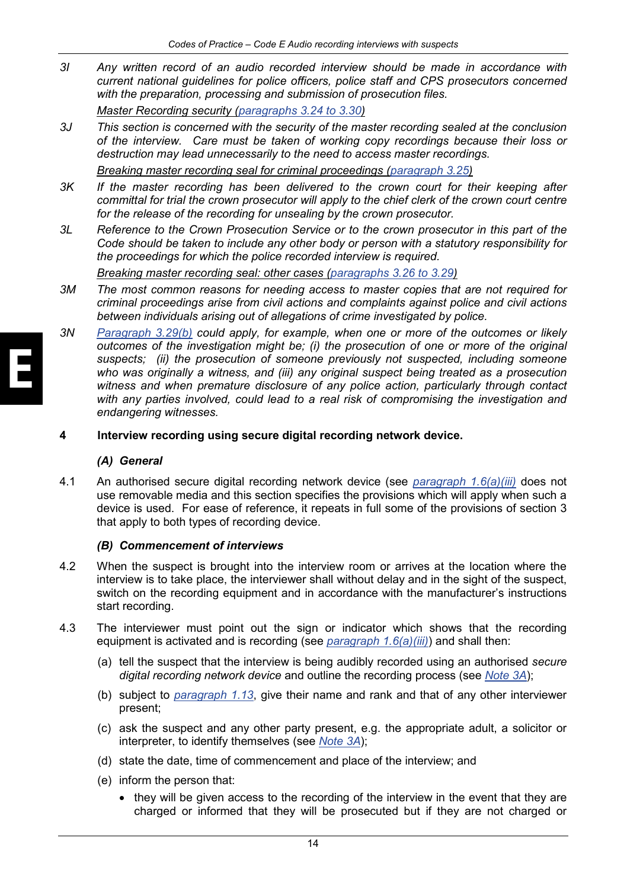3I *Any written record of an audio recorded interview should be made in accordance with current national guidelines for police officers, police staff and CPS prosecutors concerned with the preparation, processing and submission of prosecution files.*

*Master Recording security (paragraphs 3.24 to 3.30)*

3J *This section is concerned with the security of the master recording sealed at the conclusion of the interview. Care must be taken of working copy recordings because their loss or destruction may lead unnecessarily to the need to access master recordings.*

*Breaking master recording seal for criminal proceedings (paragraph 3.25)*

3K *If the master recording has been delivered to the crown court for their keeping after committal for trial the crown prosecutor will apply to the chief clerk of the crown court centre for the release of the recording for unsealing by the crown prosecutor.*

3L *Reference to the Crown Prosecution Service or to the crown prosecutor in this part of the Code should be taken to include any other body or person with a statutory responsibility for the proceedings for which the police recorded interview is required.*

*Breaking master recording seal: other cases (paragraphs 3.26 to 3.29)*

3M *The most common reasons for needing access to master copies that are not required for criminal proceedings arise from civil actions and complaints against police and civil actions between individuals arising out of allegations of crime investigated by police.*

3N *Paragraph 3.29(b) could apply, for example, when one or more of the outcomes or likely outcomes of the investigation might be; (i) the prosecution of one or more of the original suspects; (ii) the prosecution of someone previously not suspected, including someone who was originally a witness, and (iii) any original suspect being treated as a prosecution witness and when premature disclosure of any police action, particularly through contact with any parties involved, could lead to a real risk of compromising the investigation and endangering witnesses.*

## 4 Interview recording using secure digital recording network device.

### *(A) General*

4.1 An authorised secure digital recording network device (see paragraph 1.6(a)(iii) does not use removable media and this section specifies the provisions which will apply when such a device is used. For ease of reference, it repeats in full some of the provisions of section 3 that apply to both types of recording device.

### *(B) Commencement of interviews*

4.2 When the suspect is brought into the interview room or arrives at the location where the interview is to take place, the interviewer shall without delay and in the sight of the suspect, switch on the recording equipment and in accordance with the manufacturer's instructions start recording.

4.3 The interviewer must point out the sign or indicator which shows that the recording equipment is activated and is recording (see paragraph 1.6(a)(iii)) and shall then:

(a) tell the suspect that the interview is being audibly recorded using an authorised *secure digital recording network device* and outline the recording process (see Note 3A);

(b) subject to paragraph 1.13, give their name and rank and that of any other interviewer present;

(c) ask the suspect and any other party present, e.g. the appropriate adult, a solicitor or interpreter, to identify themselves (see Note 3A);

(d) state the date, time of commencement and place of the interview; and

(e) inform the person that:

- they will be given access to the recording of the interview in the event that they are charged or informed that they will be prosecuted but if they are not charged or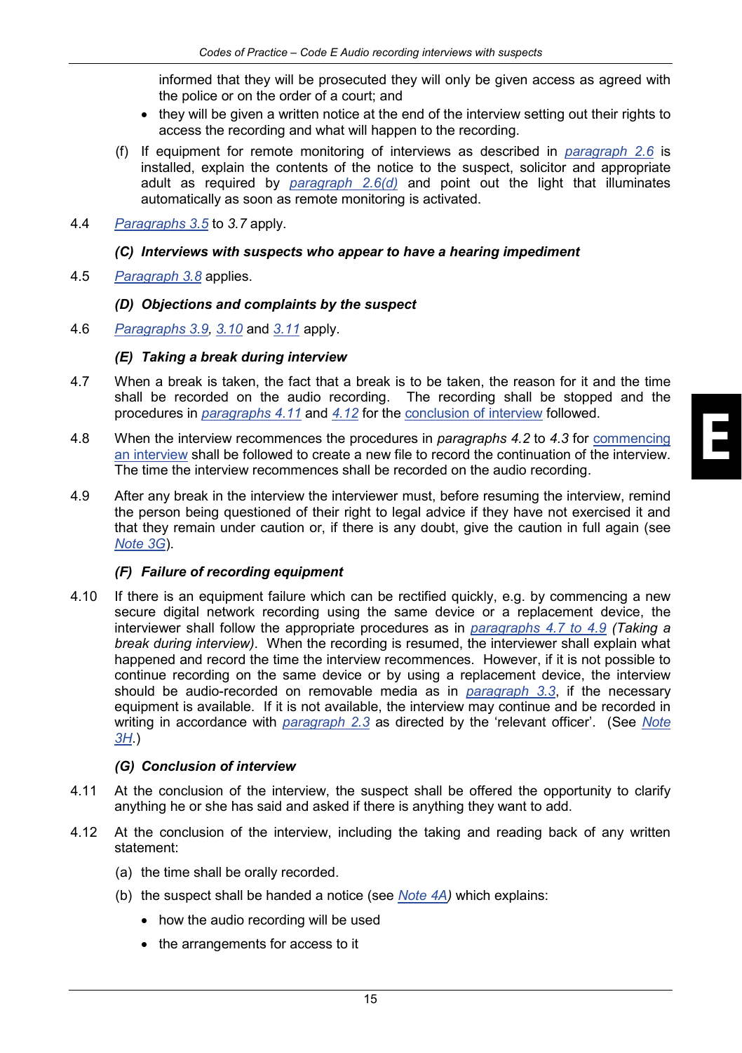informed that they will be prosecuted they will only be given access as agreed with the police or on the order of a court; and

- they will be given a written notice at the end of the interview setting out their rights to access the recording and what will happen to the recording.

(f) If equipment for remote monitoring of interviews as described in paragraph 2.6 is installed, explain the contents of the notice to the suspect, solicitor and appropriate adult as required by paragraph 2.6(d) and point out the light that illuminates automatically as soon as remote monitoring is activated.

4.4 Paragraphs 3.5 to *3.7* apply.

***(C) Interviews with suspects who appear to have a hearing impediment***

4.5 Paragraph 3.8 applies.

***(D) Objections and complaints by the suspect***

4.6 Paragraphs 3.9, 3.10 and 3.11 apply.

***(E) Taking a break during interview***

4.7 When a break is taken, the fact that a break is to be taken, the reason for it and the time shall be recorded on the audio recording. The recording shall be stopped and the procedures in *paragraphs 4.11* and *4.12* for the conclusion of interview followed.

4.8 When the interview recommences the procedures in *paragraphs 4.2* to *4.3* for commencing an interview shall be followed to create a new file to record the continuation of the interview. The time the interview recommences shall be recorded on the audio recording.

4.9 After any break in the interview the interviewer must, before resuming the interview, remind the person being questioned of their right to legal advice if they have not exercised it and that they remain under caution or, if there is any doubt, give the caution in full again (see *Note 3G*).

***(F) Failure of recording equipment***

4.10 If there is an equipment failure which can be rectified quickly, e.g. by commencing a new secure digital network recording using the same device or a replacement device, the interviewer shall follow the appropriate procedures as in *paragraphs 4.7 to 4.9 (Taking a break during interview)*. When the recording is resumed, the interviewer shall explain what happened and record the time the interview recommences. However, if it is not possible to continue recording on the same device or by using a replacement device, the interview should be audio-recorded on removable media as in *paragraph 3.3*, if the necessary equipment is available. If it is not available, the interview may continue and be recorded in writing in accordance with *paragraph 2.3* as directed by the 'relevant officer'. (See Note 3H.)

***(G) Conclusion of interview***

4.11 At the conclusion of the interview, the suspect shall be offered the opportunity to clarify anything he or she has said and asked if there is anything they want to add.

4.12 At the conclusion of the interview, including the taking and reading back of any written statement:

(a) the time shall be orally recorded.

(b) the suspect shall be handed a notice (see *Note 4A)* which explains:

- how the audio recording will be used
- the arrangements for access to it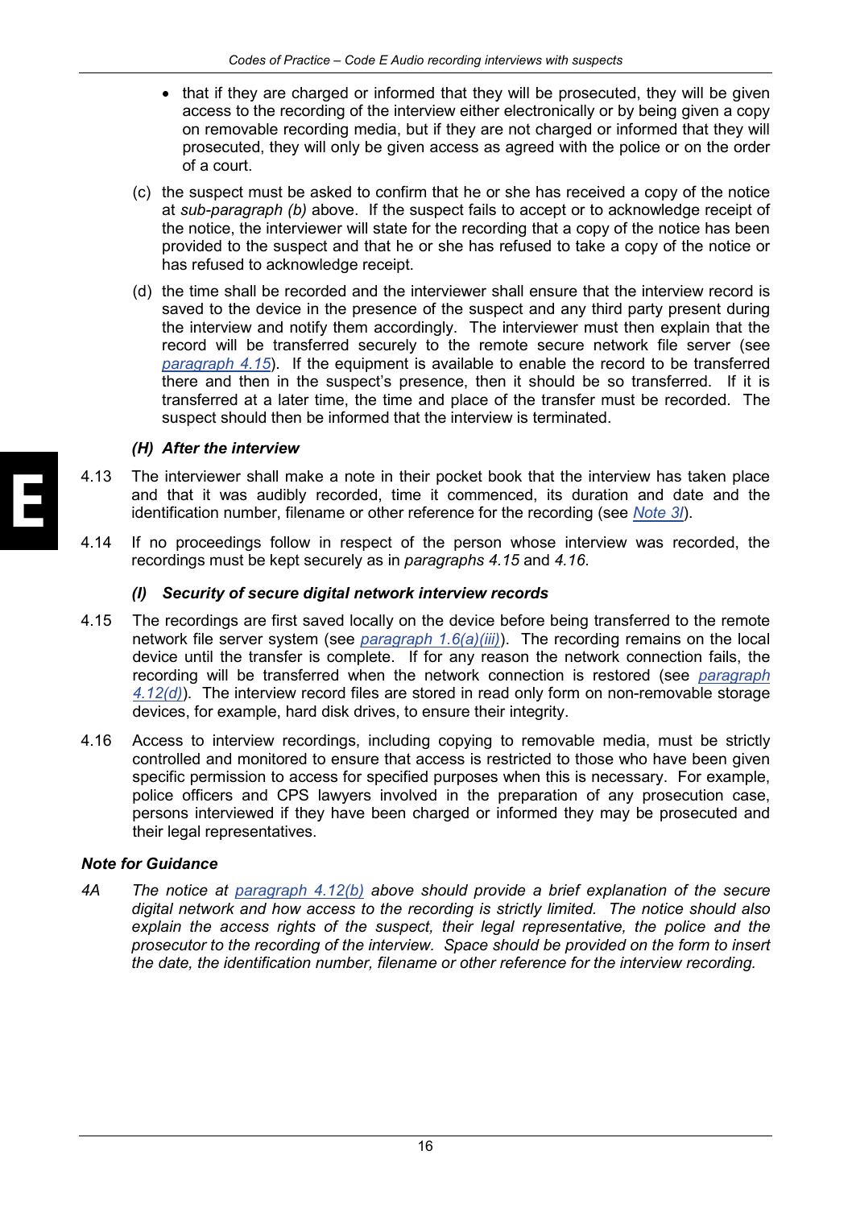- that if they are charged or informed that they will be prosecuted, they will be given access to the recording of the interview either electronically or by being given a copy on removable recording media, but if they are not charged or informed that they will prosecuted, they will only be given access as agreed with the police or on the order of a court.

(c) the suspect must be asked to confirm that he or she has received a copy of the notice at *sub-paragraph (b)* above. If the suspect fails to accept or to acknowledge receipt of the notice, the interviewer will state for the recording that a copy of the notice has been provided to the suspect and that he or she has refused to take a copy of the notice or has refused to acknowledge receipt.

(d) the time shall be recorded and the interviewer shall ensure that the interview record is saved to the device in the presence of the suspect and any third party present during the interview and notify them accordingly. The interviewer must then explain that the record will be transferred securely to the remote secure network file server (see *paragraph 4.15*). If the equipment is available to enable the record to be transferred there and then in the suspect's presence, then it should be so transferred. If it is transferred at a later time, the time and place of the transfer must be recorded. The suspect should then be informed that the interview is terminated.

***(H) After the interview***

4.13 The interviewer shall make a note in their pocket book that the interview has taken place and that it was audibly recorded, time it commenced, its duration and date and the identification number, filename or other reference for the recording (see *Note 3I*).

4.14 If no proceedings follow in respect of the person whose interview was recorded, the recordings must be kept securely as in *paragraphs 4.15* and *4.16*.

***(I) Security of secure digital network interview records***

4.15 The recordings are first saved locally on the device before being transferred to the remote network file server system (see *paragraph 1.6(a)(iii)*). The recording remains on the local device until the transfer is complete. If for any reason the network connection fails, the recording will be transferred when the network connection is restored (see *paragraph 4.12(d)*). The interview record files are stored in read only form on non-removable storage devices, for example, hard disk drives, to ensure their integrity.

4.16 Access to interview recordings, including copying to removable media, must be strictly controlled and monitored to ensure that access is restricted to those who have been given specific permission to access for specified purposes when this is necessary. For example, police officers and CPS lawyers involved in the preparation of any prosecution case, persons interviewed if they have been charged or informed they may be prosecuted and their legal representatives.

***Note for Guidance***

*4A The notice at paragraph 4.12(b) above should provide a brief explanation of the secure digital network and how access to the recording is strictly limited. The notice should also explain the access rights of the suspect, their legal representative, the police and the prosecutor to the recording of the interview. Space should be provided on the form to insert the date, the identification number, filename or other reference for the interview recording.*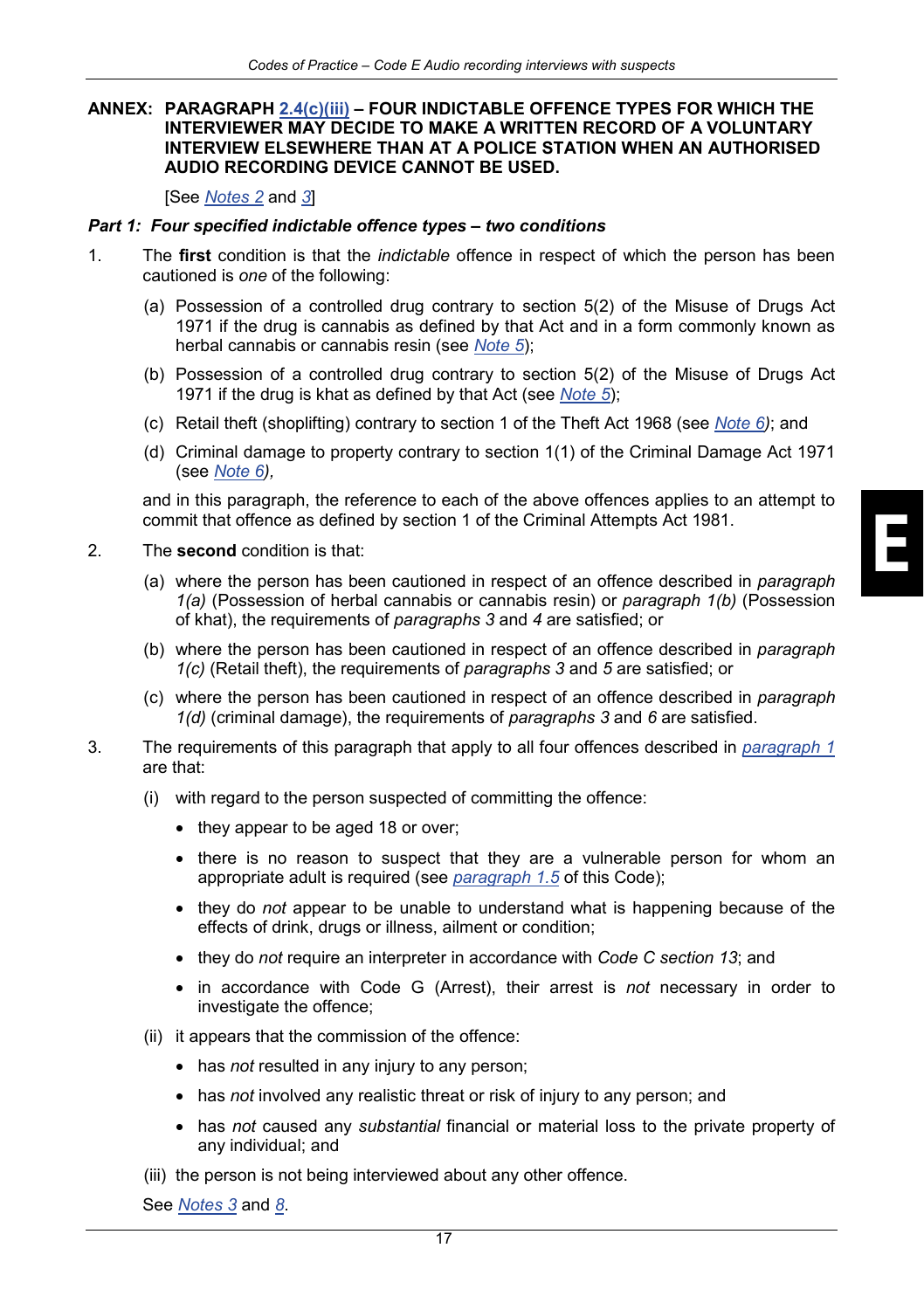## ANNEX: PARAGRAPH 2.4(c)(iii) – FOUR INDICTABLE OFFENCE TYPES FOR WHICH THE INTERVIEWER MAY DECIDE TO MAKE A WRITTEN RECORD OF A VOLUNTARY INTERVIEW ELSEWHERE THAN AT A POLICE STATION WHEN AN AUTHORISED AUDIO RECORDING DEVICE CANNOT BE USED.

[See Notes 2 and 3]

### *Part 1: Four specified indictable offence types – two conditions*

1. The **first** condition is that the *indictable* offence in respect of which the person has been cautioned is *one* of the following:

   (a) Possession of a controlled drug contrary to section 5(2) of the Misuse of Drugs Act 1971 if the drug is cannabis as defined by that Act and in a form commonly known as herbal cannabis or cannabis resin (see Note 5);

   (b) Possession of a controlled drug contrary to section 5(2) of the Misuse of Drugs Act 1971 if the drug is khat as defined by that Act (see Note 5);

   (c) Retail theft (shoplifting) contrary to section 1 of the Theft Act 1968 (see *Note 6)*; and

   (d) Criminal damage to property contrary to section 1(1) of the Criminal Damage Act 1971 (see *Note 6),*

   and in this paragraph, the reference to each of the above offences applies to an attempt to commit that offence as defined by section 1 of the Criminal Attempts Act 1981.

2. The **second** condition is that:

   (a) where the person has been cautioned in respect of an offence described in *paragraph 1(a)* (Possession of herbal cannabis or cannabis resin) or *paragraph 1(b)* (Possession of khat), the requirements of *paragraphs 3* and *4* are satisfied; or

   (b) where the person has been cautioned in respect of an offence described in *paragraph 1(c)* (Retail theft), the requirements of *paragraphs 3* and *5* are satisfied; or

   (c) where the person has been cautioned in respect of an offence described in *paragraph 1(d)* (criminal damage), the requirements of *paragraphs 3* and *6* are satisfied.

3. The requirements of this paragraph that apply to all four offences described in *paragraph 1* are that:

   (i) with regard to the person suspected of committing the offence:

   - they appear to be aged 18 or over;
   - there is no reason to suspect that they are a vulnerable person for whom an appropriate adult is required (see *paragraph 1.5* of this Code);
   - they do *not* appear to be unable to understand what is happening because of the effects of drink, drugs or illness, ailment or condition;
   - they do *not* require an interpreter in accordance with *Code C section 13*; and
   - in accordance with Code G (Arrest), their arrest is *not* necessary in order to investigate the offence;

   (ii) it appears that the commission of the offence:

   - has *not* resulted in any injury to any person;
   - has *not* involved any realistic threat or risk of injury to any person; and
   - has *not* caused any *substantial* financial or material loss to the private property of any individual; and

   (iii) the person is not being interviewed about any other offence.

   See Notes 3 and 8.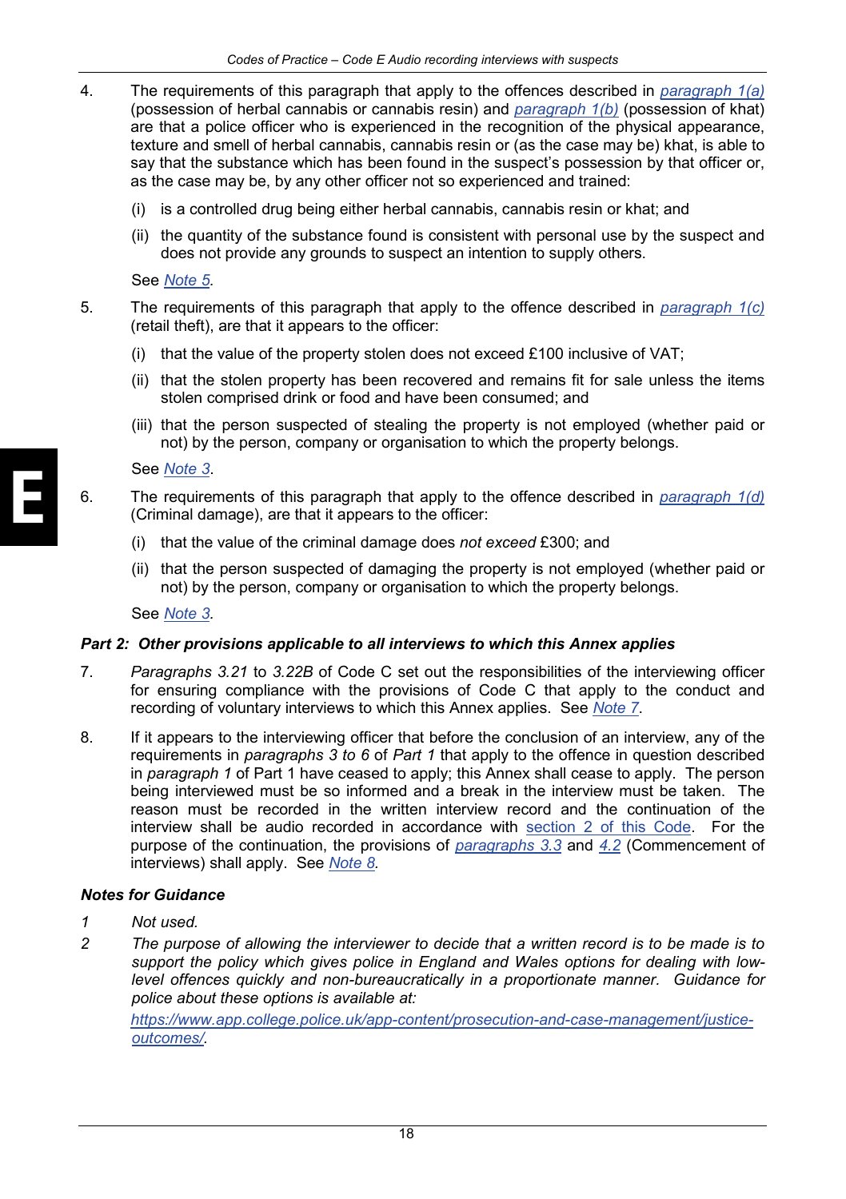4. The requirements of this paragraph that apply to the offences described in [paragraph 1(a)] (possession of herbal cannabis or cannabis resin) and [paragraph 1(b)] (possession of khat) are that a police officer who is experienced in the recognition of the physical appearance, texture and smell of herbal cannabis, cannabis resin or (as the case may be) khat, is able to say that the substance which has been found in the suspect's possession by that officer or, as the case may be, by any other officer not so experienced and trained:

   (i) is a controlled drug being either herbal cannabis, cannabis resin or khat; and

   (ii) the quantity of the substance found is consistent with personal use by the suspect and does not provide any grounds to suspect an intention to supply others.

   See *Note 5*.

5. The requirements of this paragraph that apply to the offence described in *paragraph 1(c)* (retail theft), are that it appears to the officer:

   (i) that the value of the property stolen does not exceed £100 inclusive of VAT;

   (ii) that the stolen property has been recovered and remains fit for sale unless the items stolen comprised drink or food and have been consumed; and

   (iii) that the person suspected of stealing the property is not employed (whether paid or not) by the person, company or organisation to which the property belongs.

   See *Note 3*.

6. The requirements of this paragraph that apply to the offence described in *paragraph 1(d)* (Criminal damage), are that it appears to the officer:

   (i) that the value of the criminal damage does *not exceed* £300; and

   (ii) that the person suspected of damaging the property is not employed (whether paid or not) by the person, company or organisation to which the property belongs.

   See *Note 3*.

### *Part 2: Other provisions applicable to all interviews to which this Annex applies*

7. *Paragraphs 3.21* to *3.22B* of Code C set out the responsibilities of the interviewing officer for ensuring compliance with the provisions of Code C that apply to the conduct and recording of voluntary interviews to which this Annex applies. See *Note 7*.

8. If it appears to the interviewing officer that before the conclusion of an interview, any of the requirements in *paragraphs 3 to 6* of *Part 1* that apply to the offence in question described in *paragraph 1* of Part 1 have ceased to apply; this Annex shall cease to apply. The person being interviewed must be so informed and a break in the interview must be taken. The reason must be recorded in the written interview record and the continuation of the interview shall be audio recorded in accordance with section 2 of this Code. For the purpose of the continuation, the provisions of *paragraphs 3.3* and *4.2* (Commencement of interviews) shall apply. See *Note 8*.

### *Notes for Guidance*

*1* *Not used.*

*2* *The purpose of allowing the interviewer to decide that a written record is to be made is to support the policy which gives police in England and Wales options for dealing with low-level offences quickly and non-bureaucratically in a proportionate manner. Guidance for police about these options is available at:*

*https://www.app.college.police.uk/app-content/prosecution-and-case-management/justice-outcomes/.*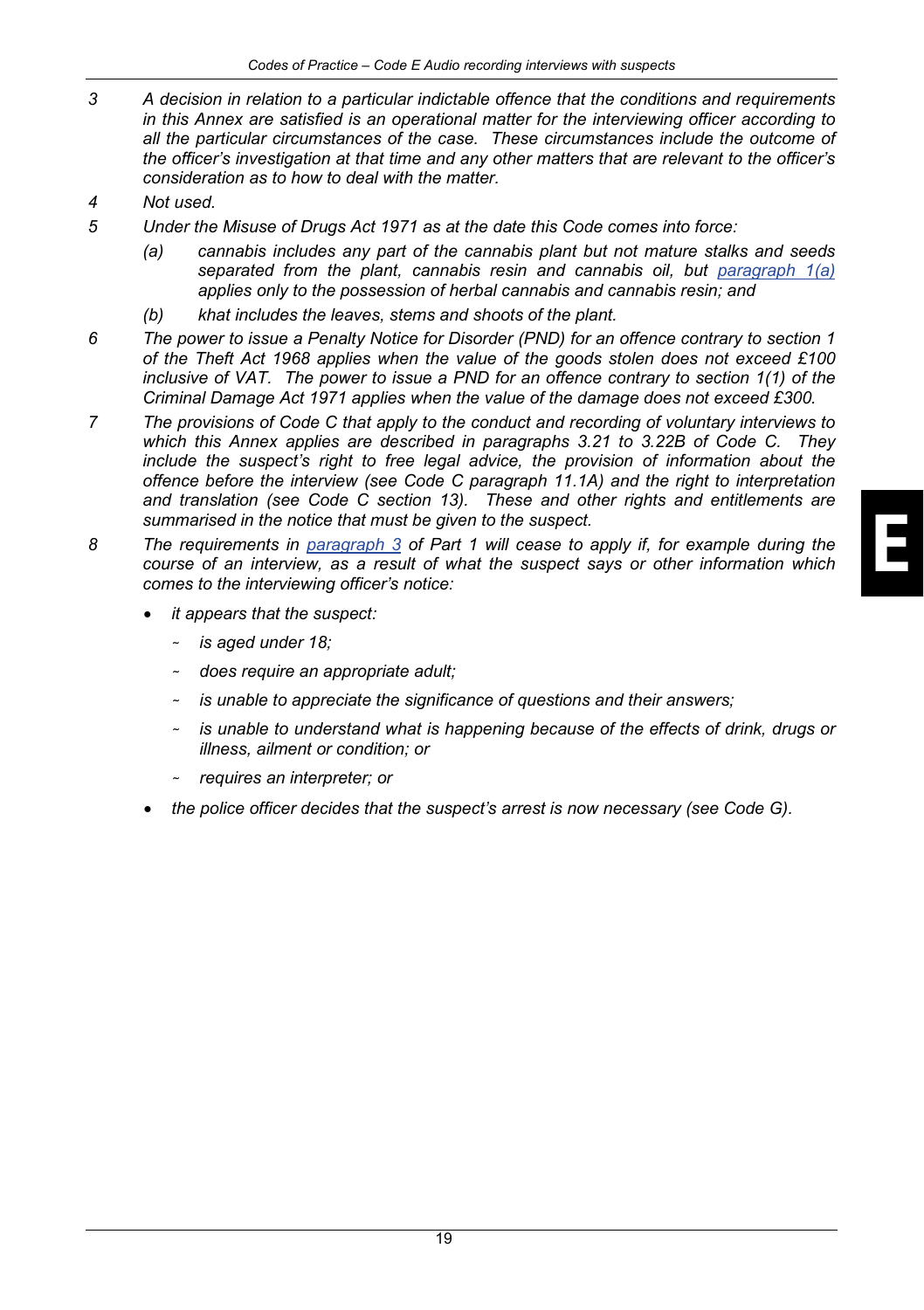*3 A decision in relation to a particular indictable offence that the conditions and requirements in this Annex are satisfied is an operational matter for the interviewing officer according to all the particular circumstances of the case. These circumstances include the outcome of the officer's investigation at that time and any other matters that are relevant to the officer's consideration as to how to deal with the matter.*

*4 Not used.*

*5 Under the Misuse of Drugs Act 1971 as at the date this Code comes into force:*

*(a) cannabis includes any part of the cannabis plant but not mature stalks and seeds separated from the plant, cannabis resin and cannabis oil, but paragraph 1(a) applies only to the possession of herbal cannabis and cannabis resin; and*

*(b) khat includes the leaves, stems and shoots of the plant.*

*6 The power to issue a Penalty Notice for Disorder (PND) for an offence contrary to section 1 of the Theft Act 1968 applies when the value of the goods stolen does not exceed £100 inclusive of VAT. The power to issue a PND for an offence contrary to section 1(1) of the Criminal Damage Act 1971 applies when the value of the damage does not exceed £300.*

*7 The provisions of Code C that apply to the conduct and recording of voluntary interviews to which this Annex applies are described in paragraphs 3.21 to 3.22B of Code C. They include the suspect's right to free legal advice, the provision of information about the offence before the interview (see Code C paragraph 11.1A) and the right to interpretation and translation (see Code C section 13). These and other rights and entitlements are summarised in the notice that must be given to the suspect.*

*8 The requirements in paragraph 3 of Part 1 will cease to apply if, for example during the course of an interview, as a result of what the suspect says or other information which comes to the interviewing officer's notice:*

- *it appears that the suspect:*
  - *is aged under 18;*
  - *does require an appropriate adult;*
  - *is unable to appreciate the significance of questions and their answers;*
  - *is unable to understand what is happening because of the effects of drink, drugs or illness, ailment or condition; or*
  - *requires an interpreter; or*
- *the police officer decides that the suspect's arrest is now necessary (see Code G).*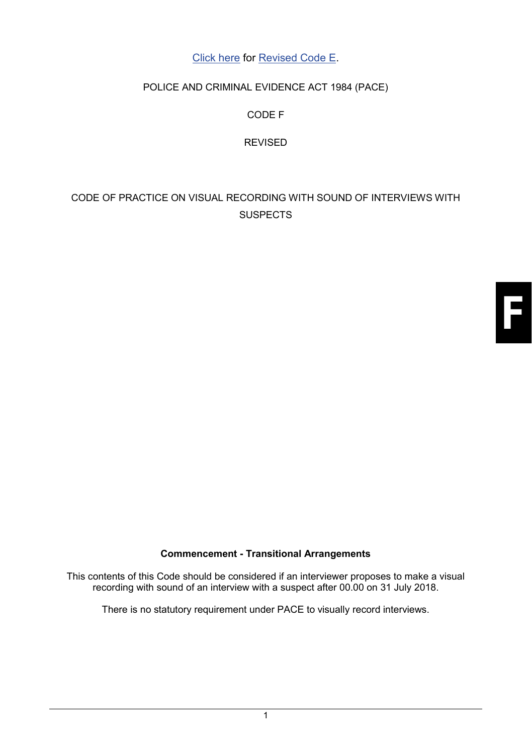[Click here](#) for [Revised Code E](#).

POLICE AND CRIMINAL EVIDENCE ACT 1984 (PACE)

CODE F

REVISED

# CODE OF PRACTICE ON VISUAL RECORDING WITH SOUND OF INTERVIEWS WITH SUSPECTS

F

**Commencement - Transitional Arrangements**

This contents of this Code should be considered if an interviewer proposes to make a visual recording with sound of an interview with a suspect after 00.00 on 31 July 2018.

There is no statutory requirement under PACE to visually record interviews.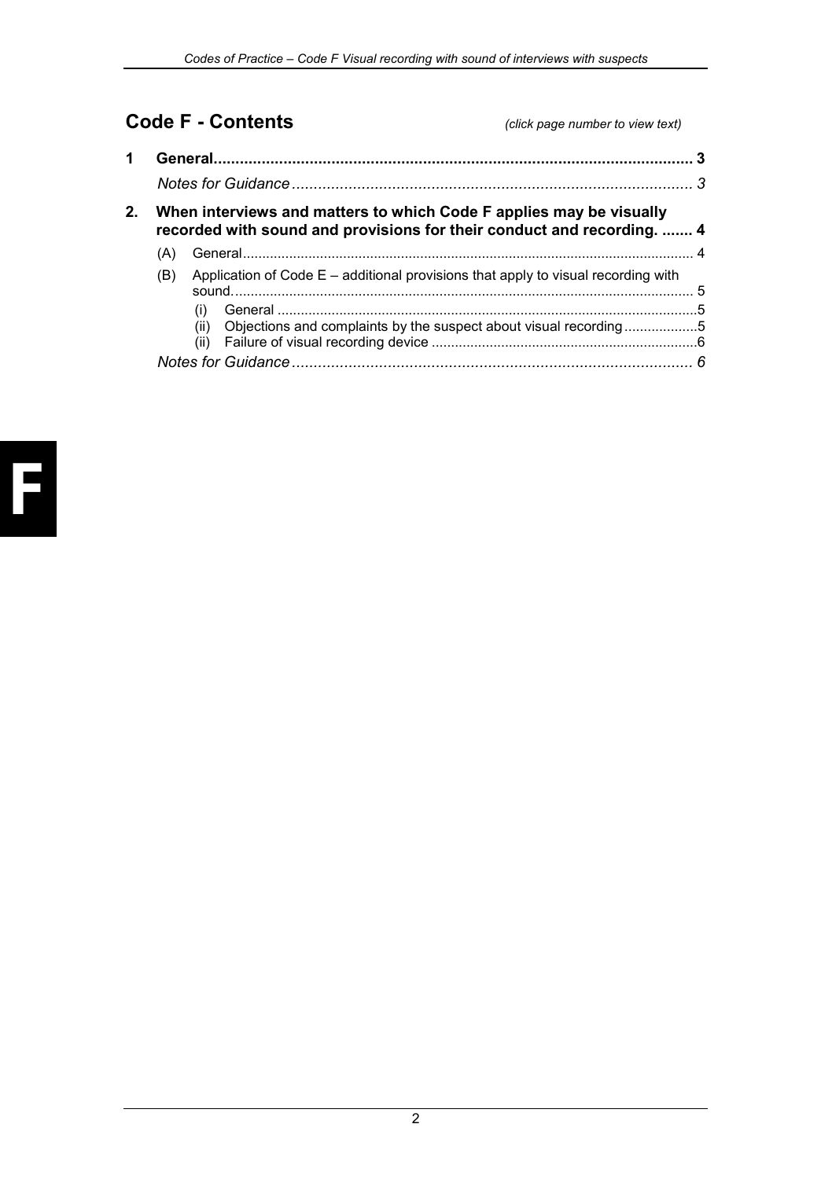## Code F - Contents

*(click page number to view text)*

**1 General............................................................................................................. 3**

*Notes for Guidance........................................................................................... 3*

**2. When interviews and matters to which Code F applies may be visually recorded with sound and provisions for their conduct and recording. ....... 4**

(A) General.................................................................................................................. 4

(B) Application of Code E – additional provisions that apply to visual recording with sound...................................................................................................................... 5

(i) General ..........................................................................................................5

(ii) Objections and complaints by the suspect about visual recording..................5

(ii) Failure of visual recording device ...................................................................6

*Notes for Guidance........................................................................................... 6*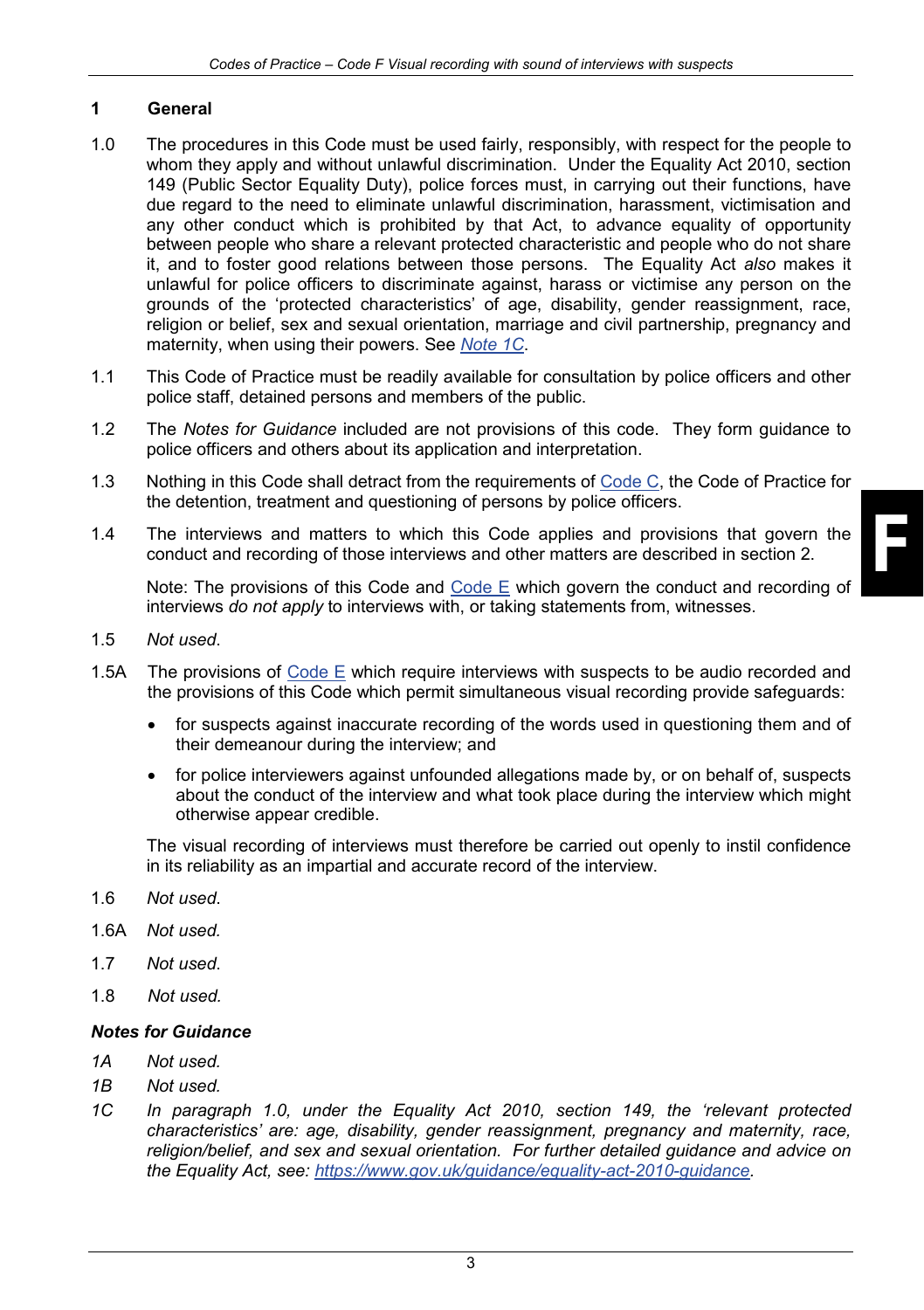## 1 General

1.0 The procedures in this Code must be used fairly, responsibly, with respect for the people to whom they apply and without unlawful discrimination. Under the Equality Act 2010, section 149 (Public Sector Equality Duty), police forces must, in carrying out their functions, have due regard to the need to eliminate unlawful discrimination, harassment, victimisation and any other conduct which is prohibited by that Act, to advance equality of opportunity between people who share a relevant protected characteristic and people who do not share it, and to foster good relations between those persons. The Equality Act *also* makes it unlawful for police officers to discriminate against, harass or victimise any person on the grounds of the 'protected characteristics' of age, disability, gender reassignment, race, religion or belief, sex and sexual orientation, marriage and civil partnership, pregnancy and maternity, when using their powers. See *Note 1C*.

1.1 This Code of Practice must be readily available for consultation by police officers and other police staff, detained persons and members of the public.

1.2 The *Notes for Guidance* included are not provisions of this code. They form guidance to police officers and others about its application and interpretation.

1.3 Nothing in this Code shall detract from the requirements of Code C, the Code of Practice for the detention, treatment and questioning of persons by police officers.

1.4 The interviews and matters to which this Code applies and provisions that govern the conduct and recording of those interviews and other matters are described in section 2.

Note: The provisions of this Code and Code E which govern the conduct and recording of interviews *do not apply* to interviews with, or taking statements from, witnesses.

1.5 *Not used*.

1.5A The provisions of Code E which require interviews with suspects to be audio recorded and the provisions of this Code which permit simultaneous visual recording provide safeguards:

- for suspects against inaccurate recording of the words used in questioning them and of their demeanour during the interview; and
- for police interviewers against unfounded allegations made by, or on behalf of, suspects about the conduct of the interview and what took place during the interview which might otherwise appear credible.

The visual recording of interviews must therefore be carried out openly to instil confidence in its reliability as an impartial and accurate record of the interview.

1.6 *Not used.*

1.6A *Not used.*

1.7 *Not used.*

1.8 *Not used.*

### *Notes for Guidance*

*1A Not used.*

*1B Not used.*

*1C In paragraph 1.0, under the Equality Act 2010, section 149, the 'relevant protected characteristics' are: age, disability, gender reassignment, pregnancy and maternity, race, religion/belief, and sex and sexual orientation. For further detailed guidance and advice on the Equality Act, see: https://www.gov.uk/guidance/equality-act-2010-guidance.*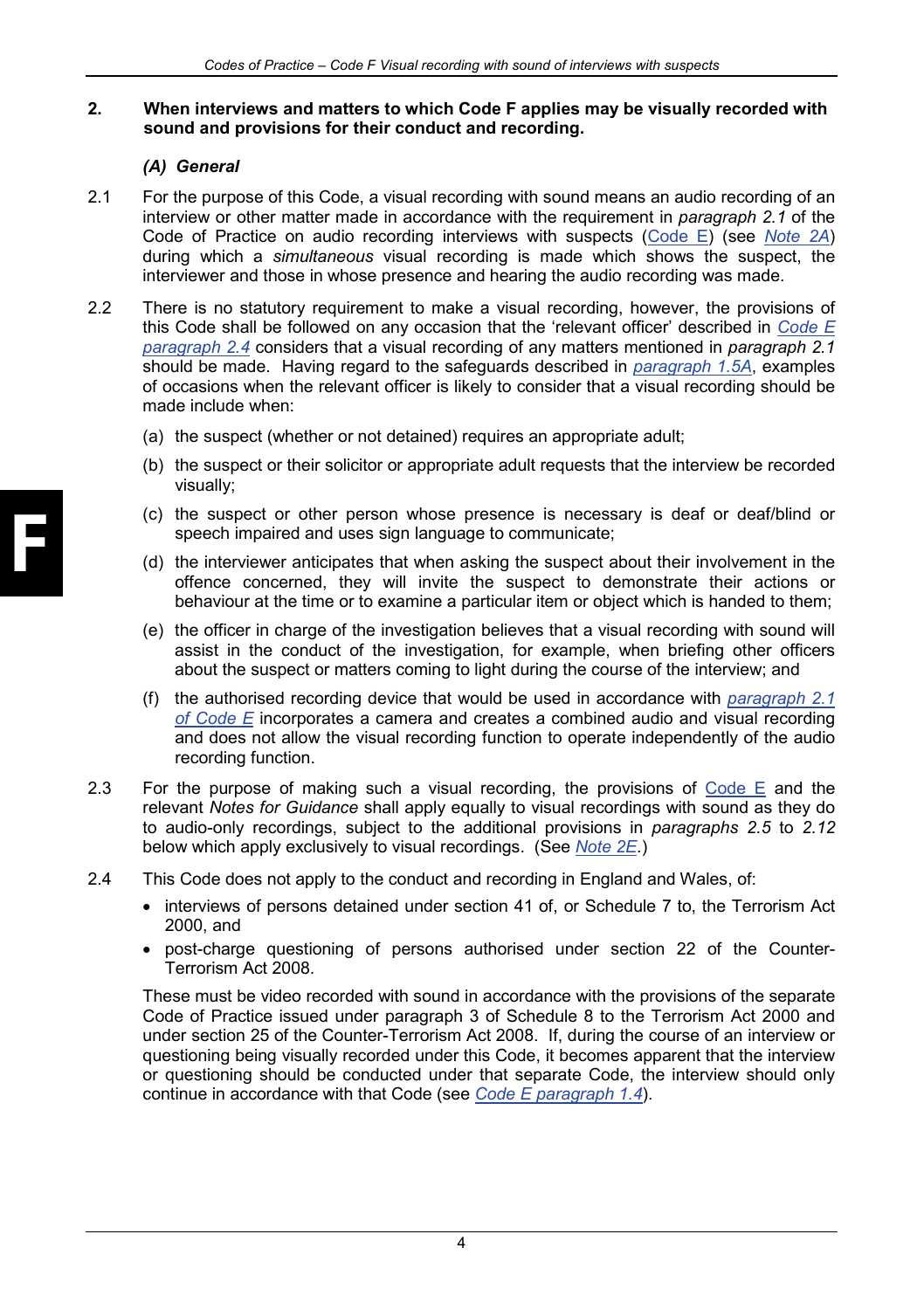## 2. When interviews and matters to which Code F applies may be visually recorded with sound and provisions for their conduct and recording.

### *(A) General*

2.1 For the purpose of this Code, a visual recording with sound means an audio recording of an interview or other matter made in accordance with the requirement in *paragraph 2.1* of the Code of Practice on audio recording interviews with suspects (Code E) (see *Note 2A*) during which a *simultaneous* visual recording is made which shows the suspect, the interviewer and those in whose presence and hearing the audio recording was made.

2.2 There is no statutory requirement to make a visual recording, however, the provisions of this Code shall be followed on any occasion that the 'relevant officer' described in *Code E paragraph 2.4* considers that a visual recording of any matters mentioned in *paragraph 2.1* should be made. Having regard to the safeguards described in *paragraph 1.5A*, examples of occasions when the relevant officer is likely to consider that a visual recording should be made include when:

(a) the suspect (whether or not detained) requires an appropriate adult;

(b) the suspect or their solicitor or appropriate adult requests that the interview be recorded visually;

(c) the suspect or other person whose presence is necessary is deaf or deaf/blind or speech impaired and uses sign language to communicate;

(d) the interviewer anticipates that when asking the suspect about their involvement in the offence concerned, they will invite the suspect to demonstrate their actions or behaviour at the time or to examine a particular item or object which is handed to them;

(e) the officer in charge of the investigation believes that a visual recording with sound will assist in the conduct of the investigation, for example, when briefing other officers about the suspect or matters coming to light during the course of the interview; and

(f) the authorised recording device that would be used in accordance with *paragraph 2.1 of Code E* incorporates a camera and creates a combined audio and visual recording and does not allow the visual recording function to operate independently of the audio recording function.

2.3 For the purpose of making such a visual recording, the provisions of Code E and the relevant *Notes for Guidance* shall apply equally to visual recordings with sound as they do to audio-only recordings, subject to the additional provisions in *paragraphs 2.5* to *2.12* below which apply exclusively to visual recordings. (See *Note 2E*.)

2.4 This Code does not apply to the conduct and recording in England and Wales, of:

- interviews of persons detained under section 41 of, or Schedule 7 to, the Terrorism Act 2000, and
- post-charge questioning of persons authorised under section 22 of the Counter-Terrorism Act 2008.

These must be video recorded with sound in accordance with the provisions of the separate Code of Practice issued under paragraph 3 of Schedule 8 to the Terrorism Act 2000 and under section 25 of the Counter-Terrorism Act 2008. If, during the course of an interview or questioning being visually recorded under this Code, it becomes apparent that the interview or questioning should be conducted under that separate Code, the interview should only continue in accordance with that Code (see *Code E paragraph 1.4*).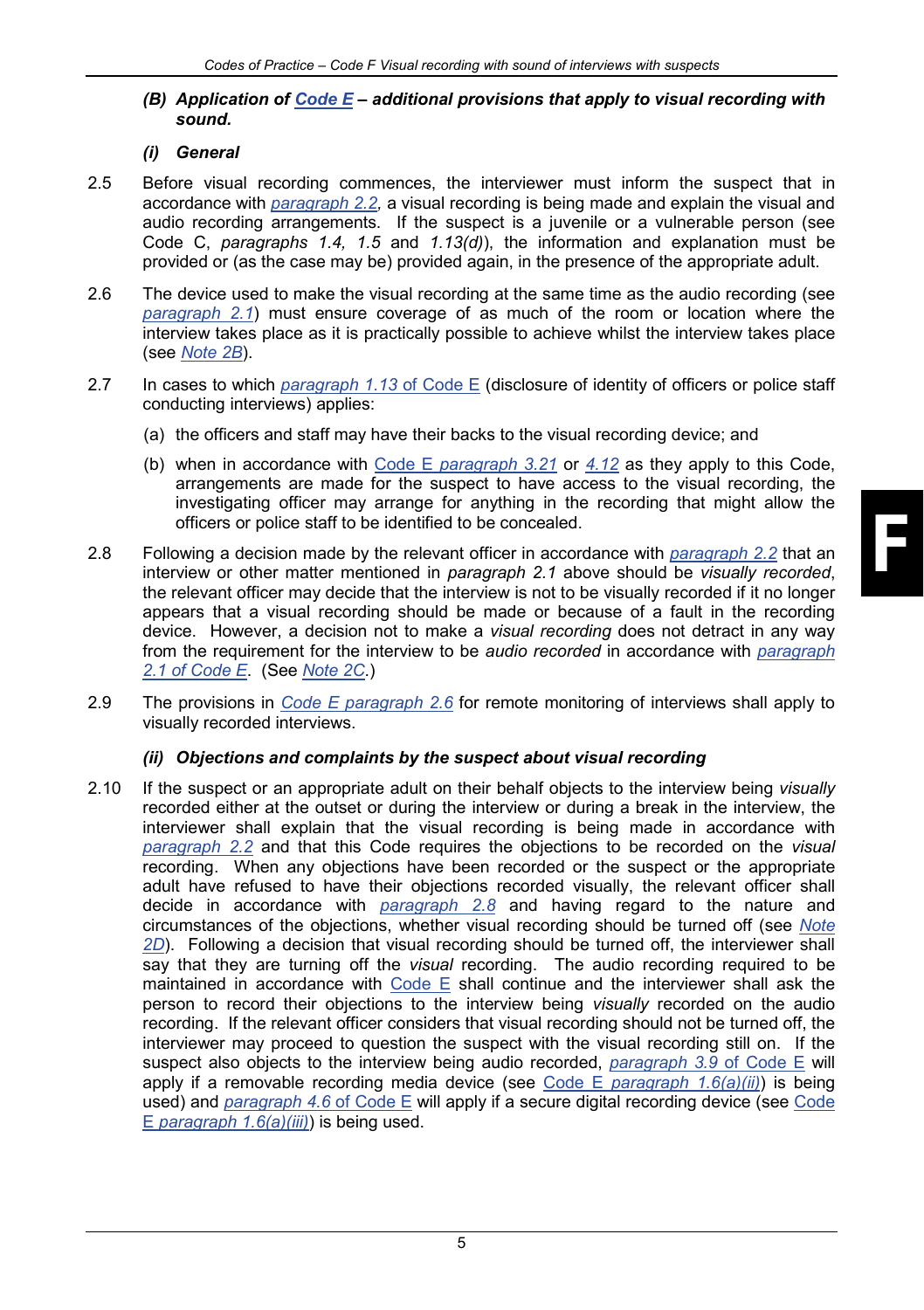### *(B) Application of Code E – additional provisions that apply to visual recording with sound.*

#### *(i) General*

2.5 Before visual recording commences, the interviewer must inform the suspect that in accordance with *paragraph 2.2,* a visual recording is being made and explain the visual and audio recording arrangements. If the suspect is a juvenile or a vulnerable person (see Code C, *paragraphs 1.4, 1.5* and *1.13(d)*), the information and explanation must be provided or (as the case may be) provided again, in the presence of the appropriate adult.

2.6 The device used to make the visual recording at the same time as the audio recording (see *paragraph 2.1*) must ensure coverage of as much of the room or location where the interview takes place as it is practically possible to achieve whilst the interview takes place (see *Note 2B*).

2.7 In cases to which *paragraph 1.13* of Code E (disclosure of identity of officers or police staff conducting interviews) applies:

(a) the officers and staff may have their backs to the visual recording device; and

(b) when in accordance with Code E *paragraph 3.21* or *4.12* as they apply to this Code, arrangements are made for the suspect to have access to the visual recording, the investigating officer may arrange for anything in the recording that might allow the officers or police staff to be identified to be concealed.

2.8 Following a decision made by the relevant officer in accordance with *paragraph 2.2* that an interview or other matter mentioned in *paragraph 2.1* above should be *visually recorded*, the relevant officer may decide that the interview is not to be visually recorded if it no longer appears that a visual recording should be made or because of a fault in the recording device. However, a decision not to make a *visual recording* does not detract in any way from the requirement for the interview to be *audio recorded* in accordance with *paragraph 2.1 of Code E*. (See *Note 2C*.)

2.9 The provisions in *Code E paragraph 2.6* for remote monitoring of interviews shall apply to visually recorded interviews.

#### *(ii) Objections and complaints by the suspect about visual recording*

2.10 If the suspect or an appropriate adult on their behalf objects to the interview being *visually* recorded either at the outset or during the interview or during a break in the interview, the interviewer shall explain that the visual recording is being made in accordance with *paragraph 2.2* and that this Code requires the objections to be recorded on the *visual* recording. When any objections have been recorded or the suspect or the appropriate adult have refused to have their objections recorded visually, the relevant officer shall decide in accordance with *paragraph 2.8* and having regard to the nature and circumstances of the objections, whether visual recording should be turned off (see *Note 2D*). Following a decision that visual recording should be turned off, the interviewer shall say that they are turning off the *visual* recording. The audio recording required to be maintained in accordance with Code E shall continue and the interviewer shall ask the person to record their objections to the interview being *visually* recorded on the audio recording. If the relevant officer considers that visual recording should not be turned off, the interviewer may proceed to question the suspect with the visual recording still on. If the suspect also objects to the interview being audio recorded, *paragraph 3.9* of Code E will apply if a removable recording media device (see Code E *paragraph 1.6(a)(ii)*) is being used) and *paragraph 4.6* of Code E will apply if a secure digital recording device (see Code E *paragraph 1.6(a)(iii)*) is being used.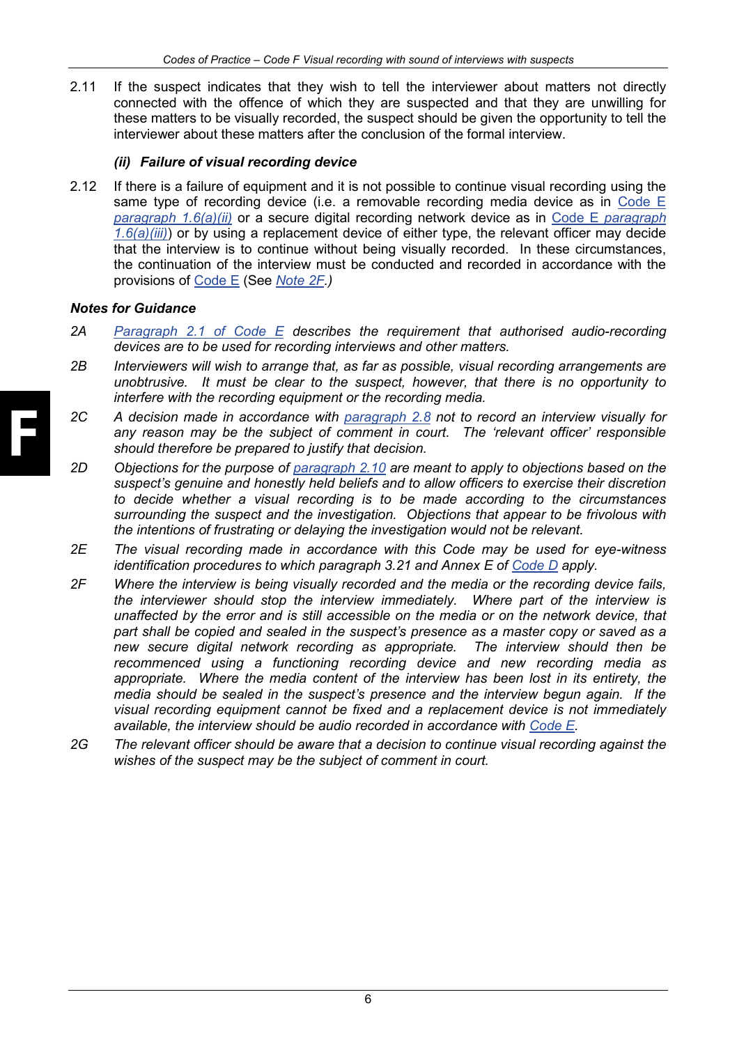2.11 If the suspect indicates that they wish to tell the interviewer about matters not directly connected with the offence of which they are suspected and that they are unwilling for these matters to be visually recorded, the suspect should be given the opportunity to tell the interviewer about these matters after the conclusion of the formal interview.

### *(ii) Failure of visual recording device*

2.12 If there is a failure of equipment and it is not possible to continue visual recording using the same type of recording device (i.e. a removable recording media device as in Code E *paragraph 1.6(a)(ii)* or a secure digital recording network device as in Code E *paragraph 1.6(a)(iii)*) or by using a replacement device of either type, the relevant officer may decide that the interview is to continue without being visually recorded. In these circumstances, the continuation of the interview must be conducted and recorded in accordance with the provisions of Code E (See *Note 2F.)*

### *Notes for Guidance*

*2A Paragraph 2.1 of Code E describes the requirement that authorised audio-recording devices are to be used for recording interviews and other matters.*

*2B Interviewers will wish to arrange that, as far as possible, visual recording arrangements are unobtrusive. It must be clear to the suspect, however, that there is no opportunity to interfere with the recording equipment or the recording media.*

*2C A decision made in accordance with paragraph 2.8 not to record an interview visually for any reason may be the subject of comment in court. The 'relevant officer' responsible should therefore be prepared to justify that decision.*

*2D Objections for the purpose of paragraph 2.10 are meant to apply to objections based on the suspect's genuine and honestly held beliefs and to allow officers to exercise their discretion to decide whether a visual recording is to be made according to the circumstances surrounding the suspect and the investigation. Objections that appear to be frivolous with the intentions of frustrating or delaying the investigation would not be relevant.*

*2E The visual recording made in accordance with this Code may be used for eye-witness identification procedures to which paragraph 3.21 and Annex E of Code D apply.*

*2F Where the interview is being visually recorded and the media or the recording device fails, the interviewer should stop the interview immediately. Where part of the interview is unaffected by the error and is still accessible on the media or on the network device, that part shall be copied and sealed in the suspect's presence as a master copy or saved as a new secure digital network recording as appropriate. The interview should then be recommenced using a functioning recording device and new recording media as appropriate. Where the media content of the interview has been lost in its entirety, the media should be sealed in the suspect's presence and the interview begun again. If the visual recording equipment cannot be fixed and a replacement device is not immediately available, the interview should be audio recorded in accordance with Code E.*

*2G The relevant officer should be aware that a decision to continue visual recording against the wishes of the suspect may be the subject of comment in court.*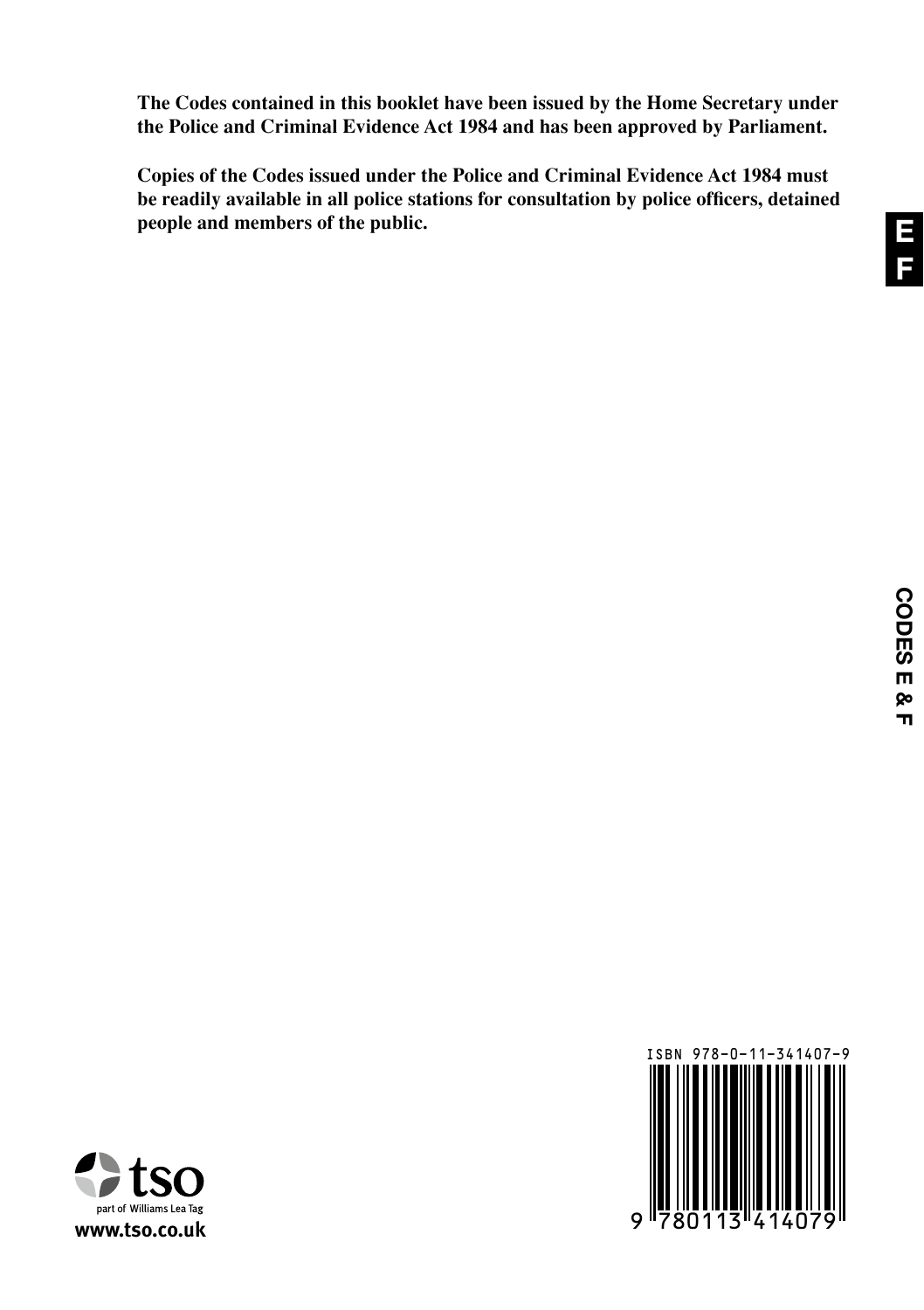**The Codes contained in this booklet have been issued by the Home Secretary under the Police and Criminal Evidence Act 1984 and has been approved by Parliament.**

**Copies of the Codes issued under the Police and Criminal Evidence Act 1984 must be readily available in all police stations for consultation by police officers, detained people and members of the public.**

E
F

CODES E & F

ISBN 978-0-11-341407-9

9 780113 414079

tso
part of Williams Lea Tag
www.tso.co.uk